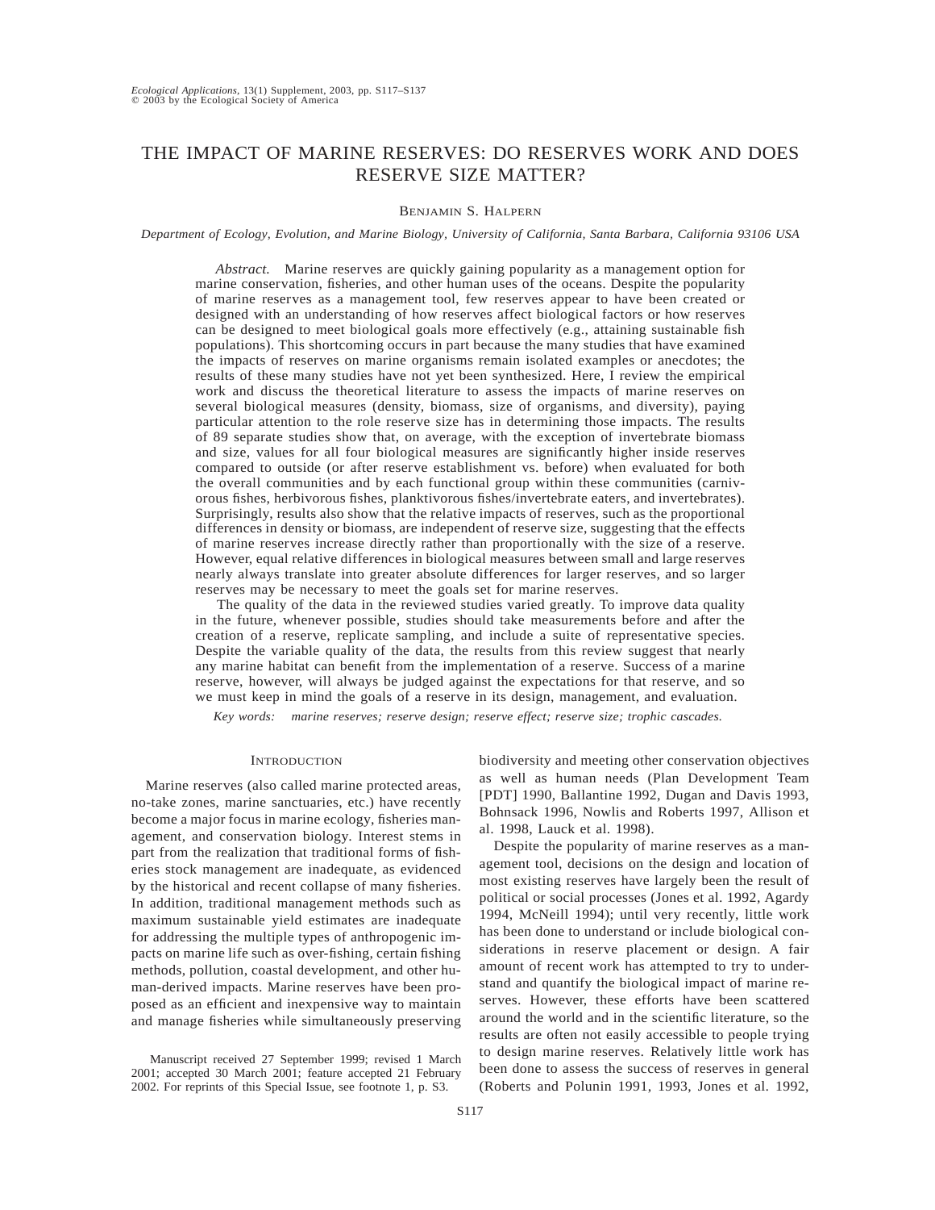# THE IMPACT OF MARINE RESERVES: DO RESERVES WORK AND DOES RESERVE SIZE MATTER?

BENJAMIN S. HALPERN

*Department of Ecology, Evolution, and Marine Biology, University of California, Santa Barbara, California 93106 USA*

*Abstract.* Marine reserves are quickly gaining popularity as a management option for marine conservation, fisheries, and other human uses of the oceans. Despite the popularity of marine reserves as a management tool, few reserves appear to have been created or designed with an understanding of how reserves affect biological factors or how reserves can be designed to meet biological goals more effectively (e.g., attaining sustainable fish populations). This shortcoming occurs in part because the many studies that have examined the impacts of reserves on marine organisms remain isolated examples or anecdotes; the results of these many studies have not yet been synthesized. Here, I review the empirical work and discuss the theoretical literature to assess the impacts of marine reserves on several biological measures (density, biomass, size of organisms, and diversity), paying particular attention to the role reserve size has in determining those impacts. The results of 89 separate studies show that, on average, with the exception of invertebrate biomass and size, values for all four biological measures are significantly higher inside reserves compared to outside (or after reserve establishment vs. before) when evaluated for both the overall communities and by each functional group within these communities (carnivorous fishes, herbivorous fishes, planktivorous fishes/invertebrate eaters, and invertebrates). Surprisingly, results also show that the relative impacts of reserves, such as the proportional differences in density or biomass, are independent of reserve size, suggesting that the effects of marine reserves increase directly rather than proportionally with the size of a reserve. However, equal relative differences in biological measures between small and large reserves nearly always translate into greater absolute differences for larger reserves, and so larger reserves may be necessary to meet the goals set for marine reserves.

The quality of the data in the reviewed studies varied greatly. To improve data quality in the future, whenever possible, studies should take measurements before and after the creation of a reserve, replicate sampling, and include a suite of representative species. Despite the variable quality of the data, the results from this review suggest that nearly any marine habitat can benefit from the implementation of a reserve. Success of a marine reserve, however, will always be judged against the expectations for that reserve, and so we must keep in mind the goals of a reserve in its design, management, and evaluation.

*Key words: marine reserves; reserve design; reserve effect; reserve size; trophic cascades.*

## INTRODUCTION

Marine reserves (also called marine protected areas, no-take zones, marine sanctuaries, etc.) have recently become a major focus in marine ecology, fisheries management, and conservation biology. Interest stems in part from the realization that traditional forms of fisheries stock management are inadequate, as evidenced by the historical and recent collapse of many fisheries. In addition, traditional management methods such as maximum sustainable yield estimates are inadequate for addressing the multiple types of anthropogenic impacts on marine life such as over-fishing, certain fishing methods, pollution, coastal development, and other human-derived impacts. Marine reserves have been proposed as an efficient and inexpensive way to maintain and manage fisheries while simultaneously preserving biodiversity and meeting other conservation objectives as well as human needs (Plan Development Team [PDT] 1990, Ballantine 1992, Dugan and Davis 1993, Bohnsack 1996, Nowlis and Roberts 1997, Allison et al. 1998, Lauck et al. 1998).

Despite the popularity of marine reserves as a management tool, decisions on the design and location of most existing reserves have largely been the result of political or social processes (Jones et al. 1992, Agardy 1994, McNeill 1994); until very recently, little work has been done to understand or include biological considerations in reserve placement or design. A fair amount of recent work has attempted to try to understand and quantify the biological impact of marine reserves. However, these efforts have been scattered around the world and in the scientific literature, so the results are often not easily accessible to people trying to design marine reserves. Relatively little work has been done to assess the success of reserves in general (Roberts and Polunin 1991, 1993, Jones et al. 1992,

Manuscript received 27 September 1999; revised 1 March 2001; accepted 30 March 2001; feature accepted 21 February 2002. For reprints of this Special Issue, see footnote 1, p. S3.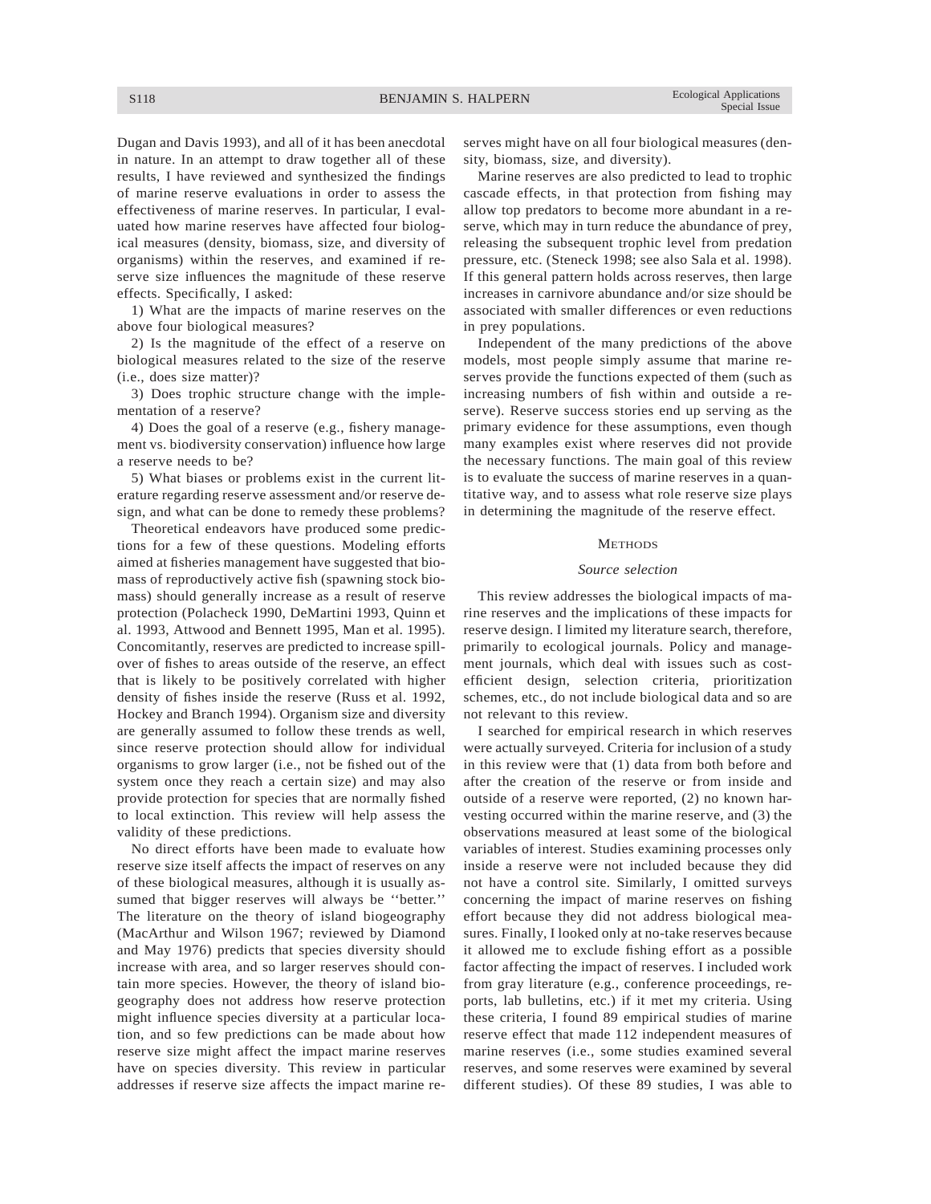Dugan and Davis 1993), and all of it has been anecdotal in nature. In an attempt to draw together all of these results, I have reviewed and synthesized the findings of marine reserve evaluations in order to assess the effectiveness of marine reserves. In particular, I evaluated how marine reserves have affected four biological measures (density, biomass, size, and diversity of organisms) within the reserves, and examined if reserve size influences the magnitude of these reserve effects. Specifically, I asked:

1) What are the impacts of marine reserves on the above four biological measures?

2) Is the magnitude of the effect of a reserve on biological measures related to the size of the reserve (i.e., does size matter)?

3) Does trophic structure change with the implementation of a reserve?

4) Does the goal of a reserve (e.g., fishery management vs. biodiversity conservation) influence how large a reserve needs to be?

5) What biases or problems exist in the current literature regarding reserve assessment and/or reserve design, and what can be done to remedy these problems?

Theoretical endeavors have produced some predictions for a few of these questions. Modeling efforts aimed at fisheries management have suggested that biomass of reproductively active fish (spawning stock biomass) should generally increase as a result of reserve protection (Polacheck 1990, DeMartini 1993, Quinn et al. 1993, Attwood and Bennett 1995, Man et al. 1995). Concomitantly, reserves are predicted to increase spillover of fishes to areas outside of the reserve, an effect that is likely to be positively correlated with higher density of fishes inside the reserve (Russ et al. 1992, Hockey and Branch 1994). Organism size and diversity are generally assumed to follow these trends as well, since reserve protection should allow for individual organisms to grow larger (i.e., not be fished out of the system once they reach a certain size) and may also provide protection for species that are normally fished to local extinction. This review will help assess the validity of these predictions.

No direct efforts have been made to evaluate how reserve size itself affects the impact of reserves on any of these biological measures, although it is usually assumed that bigger reserves will always be ''better.'' The literature on the theory of island biogeography (MacArthur and Wilson 1967; reviewed by Diamond and May 1976) predicts that species diversity should increase with area, and so larger reserves should contain more species. However, the theory of island biogeography does not address how reserve protection might influence species diversity at a particular location, and so few predictions can be made about how reserve size might affect the impact marine reserves have on species diversity. This review in particular addresses if reserve size affects the impact marine reserves might have on all four biological measures (density, biomass, size, and diversity).

Marine reserves are also predicted to lead to trophic cascade effects, in that protection from fishing may allow top predators to become more abundant in a reserve, which may in turn reduce the abundance of prey, releasing the subsequent trophic level from predation pressure, etc. (Steneck 1998; see also Sala et al. 1998). If this general pattern holds across reserves, then large increases in carnivore abundance and/or size should be associated with smaller differences or even reductions in prey populations.

Independent of the many predictions of the above models, most people simply assume that marine reserves provide the functions expected of them (such as increasing numbers of fish within and outside a reserve). Reserve success stories end up serving as the primary evidence for these assumptions, even though many examples exist where reserves did not provide the necessary functions. The main goal of this review is to evaluate the success of marine reserves in a quantitative way, and to assess what role reserve size plays in determining the magnitude of the reserve effect.

## Methods

### *Source selection*

This review addresses the biological impacts of marine reserves and the implications of these impacts for reserve design. I limited my literature search, therefore, primarily to ecological journals. Policy and management journals, which deal with issues such as cost-efficient design, selection criteria, prioritization schemes, etc., do not include biological data and so are not relevant to this review.

I searched for empirical research in which reserves were actually surveyed. Criteria for inclusion of a study in this review were that (1) data from both before and after the creation of the reserve or from inside and outside of a reserve were reported, (2) no known harvesting occurred within the marine reserve, and (3) the observations measured at least some of the biological variables of interest. Studies examining processes only inside a reserve were not included because they did not have a control site. Similarly, I omitted surveys concerning the impact of marine reserves on fishing effort because they did not address biological measures. Finally, I looked only at no-take reserves because it allowed me to exclude fishing effort as a possible factor affecting the impact of reserves. I included work from gray literature (e.g., conference proceedings, reports, lab bulletins, etc.) if it met my criteria. Using these criteria, I found 89 empirical studies of marine reserve effect that made 112 independent measures of marine reserves (i.e., some studies examined several reserves, and some reserves were examined by several different studies). Of these 89 studies, I was able to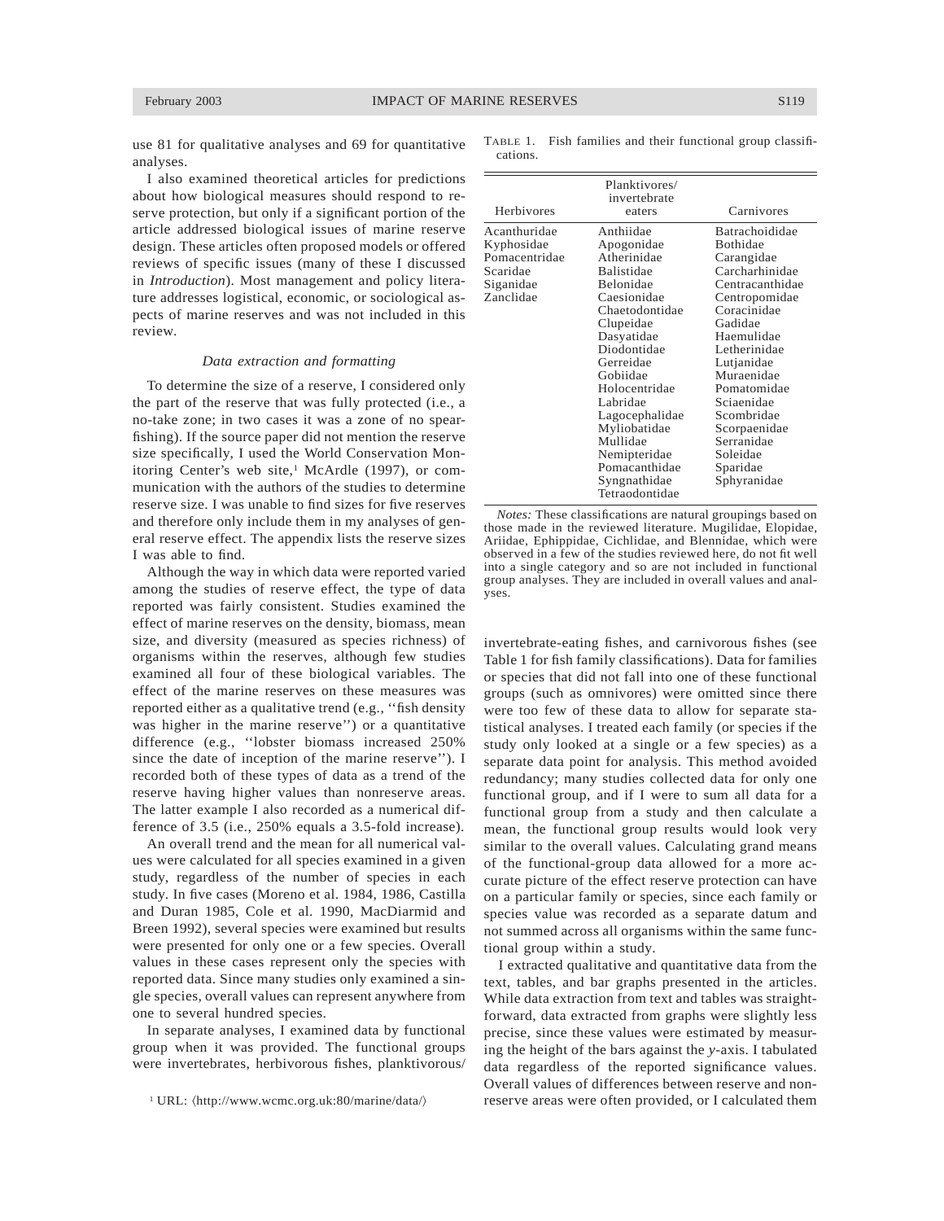use 81 for qualitative analyses and 69 for quantitative analyses.

I also examined theoretical articles for predictions about how biological measures should respond to reserve protection, but only if a significant portion of the article addressed biological issues of marine reserve design. These articles often proposed models or offered reviews of specific issues (many of these I discussed in *Introduction*). Most management and policy literature addresses logistical, economic, or sociological aspects of marine reserves and was not included in this review.

### *Data extraction and formatting*

To determine the size of a reserve, I considered only the part of the reserve that was fully protected (i.e., a no-take zone; in two cases it was a zone of no spearfishing). If the source paper did not mention the reserve size specifically, I used the World Conservation Monitoring Center's web site,[1] McArdle (1997), or communication with the authors of the studies to determine reserve size. I was unable to find sizes for five reserves and therefore only include them in my analyses of general reserve effect. The appendix lists the reserve sizes I was able to find.

Although the way in which data were reported varied among the studies of reserve effect, the type of data reported was fairly consistent. Studies examined the effect of marine reserves on the density, biomass, mean size, and diversity (measured as species richness) of organisms within the reserves, although few studies examined all four of these biological variables. The effect of the marine reserves on these measures was reported either as a qualitative trend (e.g., ''fish density was higher in the marine reserve'') or a quantitative difference (e.g., ''lobster biomass increased 250% since the date of inception of the marine reserve''). I recorded both of these types of data as a trend of the reserve having higher values than nonreserve areas. The latter example I also recorded as a numerical difference of 3.5 (i.e., 250% equals a 3.5-fold increase).

An overall trend and the mean for all numerical values were calculated for all species examined in a given study, regardless of the number of species in each study. In five cases (Moreno et al. 1984, 1986, Castilla and Duran 1985, Cole et al. 1990, MacDiarmid and Breen 1992), several species were examined but results were presented for only one or a few species. Overall values in these cases represent only the species with reported data. Since many studies only examined a single species, overall values can represent anywhere from one to several hundred species.

In separate analyses, I examined data by functional group when it was provided. The functional groups were invertebrates, herbivorous fishes, planktivorous/invertebrate-eating fishes, and carnivorous fishes (see Table 1 for fish family classifications). Data for families or species that did not fall into one of these functional groups (such as omnivores) were omitted since there were too few of these data to allow for separate statistical analyses. I treated each family (or species if the study only looked at a single or a few species) as a separate data point for analysis. This method avoided redundancy; many studies collected data for only one functional group, and if I were to sum all data for a functional group from a study and then calculate a mean, the functional group results would look very similar to the overall values. Calculating grand means of the functional-group data allowed for a more accurate picture of the effect reserve protection can have on a particular family or species, since each family or species value was recorded as a separate datum and not summed across all organisms within the same functional group within a study.

I extracted qualitative and quantitative data from the text, tables, and bar graphs presented in the articles. While data extraction from text and tables was straightforward, data extracted from graphs were slightly less precise, since these values were estimated by measuring the height of the bars against the *y*-axis. I tabulated data regardless of the reported significance values. Overall values of differences between reserve and nonreserve areas were often provided, or I calculated them

[1] URL: ⟨http://www.wcmc.org.uk:80/marine/data/⟩

TABLE 1. Fish families and their functional group classifications.

| Herbivores | Planktivores/ invertebrate eaters | Carnivores |
|---|---|---|
| Acanthuridae | Anthiidae | Batrachoididae |
| Kyphosidae | Apogonidae | Bothidae |
| Pomacentridae | Atherinidae | Carangidae |
| Scaridae | Balistidae | Carcharhinidae |
| Siganidae | Belonidae | Centracanthidae |
| Zanclidae | Caesionidae | Centropomidae |
| | Chaetodontidae | Coracinidae |
| | Clupeidae | Gadidae |
| | Dasyatidae | Haemulidae |
| | Diodontidae | Letherinidae |
| | Gerreidae | Lutjanidae |
| | Gobiidae | Muraenidae |
| | Holocentridae | Pomatomidae |
| | Labridae | Sciaenidae |
| | Lagocephalidae | Scombridae |
| | Myliobatidae | Scorpaenidae |
| | Mullidae | Serranidae |
| | Nemipteridae | Soleidae |
| | Pomacanthidae | Sparidae |
| | Syngnathidae | Sphyranidae |
| | Tetraodontidae | |

*Notes:* These classifications are natural groupings based on those made in the reviewed literature. Mugilidae, Elopidae, Ariidae, Ephippidae, Cichlidae, and Blennidae, which were observed in a few of the studies reviewed here, do not fit well into a single category and so are not included in functional group analyses. They are included in overall values and analyses.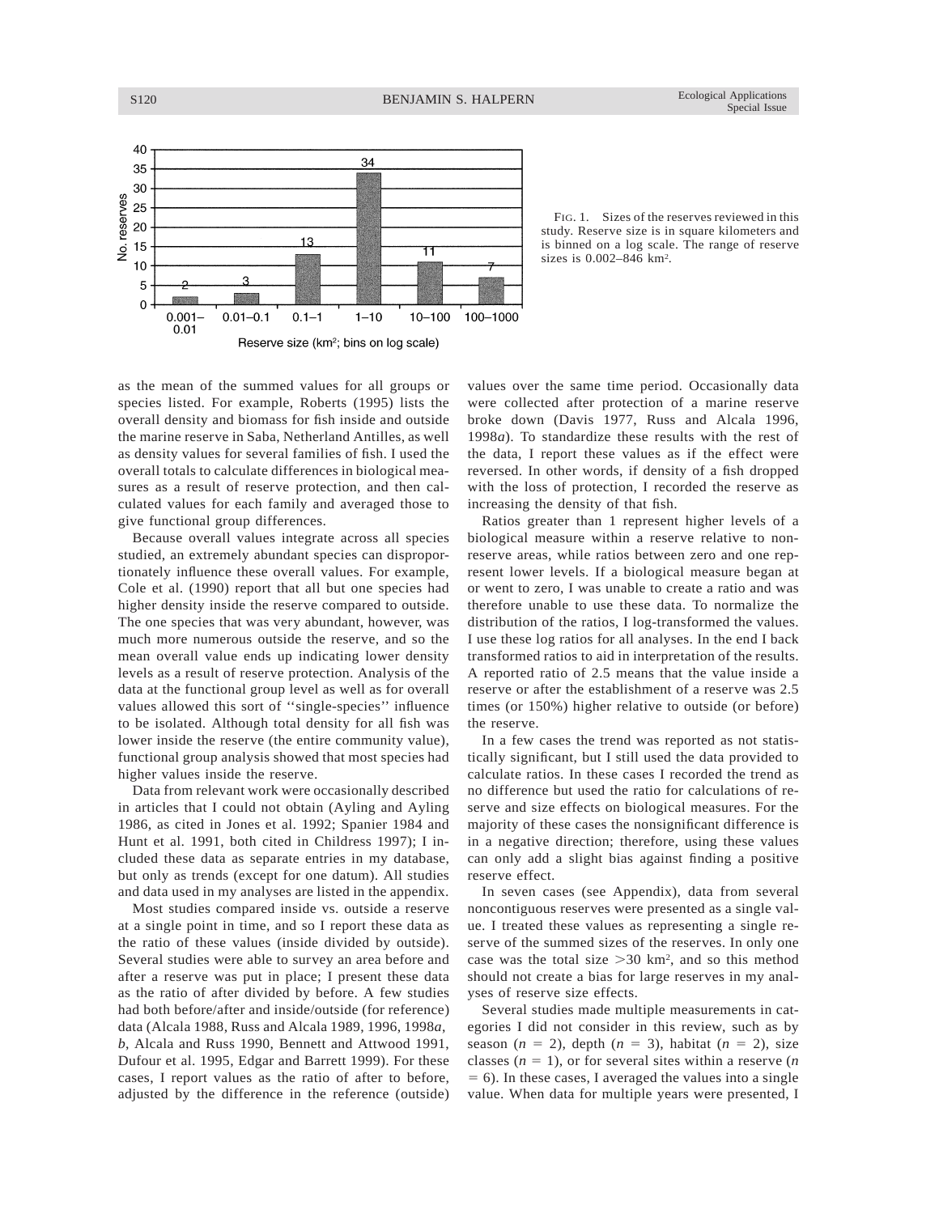FIG. 1. Sizes of the reserves reviewed in this study. Reserve size is in square kilometers and is binned on a log scale. The range of reserve sizes is 0.002–846 km².

as the mean of the summed values for all groups or species listed. For example, Roberts (1995) lists the overall density and biomass for fish inside and outside the marine reserve in Saba, Netherland Antilles, as well as density values for several families of fish. I used the overall totals to calculate differences in biological measures as a result of reserve protection, and then calculated values for each family and averaged those to give functional group differences.

Because overall values integrate across all species studied, an extremely abundant species can disproportionately influence these overall values. For example, Cole et al. (1990) report that all but one species had higher density inside the reserve compared to outside. The one species that was very abundant, however, was much more numerous outside the reserve, and so the mean overall value ends up indicating lower density levels as a result of reserve protection. Analysis of the data at the functional group level as well as for overall values allowed this sort of "single-species" influence to be isolated. Although total density for all fish was lower inside the reserve (the entire community value), functional group analysis showed that most species had higher values inside the reserve.

Data from relevant work were occasionally described in articles that I could not obtain (Ayling and Ayling 1986, as cited in Jones et al. 1992; Spanier 1984 and Hunt et al. 1991, both cited in Childress 1997); I included these data as separate entries in my database, but only as trends (except for one datum). All studies and data used in my analyses are listed in the appendix.

Most studies compared inside vs. outside a reserve at a single point in time, and so I report these data as the ratio of these values (inside divided by outside). Several studies were able to survey an area before and after a reserve was put in place; I present these data as the ratio of after divided by before. A few studies had both before/after and inside/outside (for reference) data (Alcala 1988, Russ and Alcala 1989, 1996, 1998*a*, *b*, Alcala and Russ 1990, Bennett and Attwood 1991, Dufour et al. 1995, Edgar and Barrett 1999). For these cases, I report values as the ratio of after to before, adjusted by the difference in the reference (outside) values over the same time period. Occasionally data were collected after protection of a marine reserve broke down (Davis 1977, Russ and Alcala 1996, 1998*a*). To standardize these results with the rest of the data, I report these values as if the effect were reversed. In other words, if density of a fish dropped with the loss of protection, I recorded the reserve as increasing the density of that fish.

Ratios greater than 1 represent higher levels of a biological measure within a reserve relative to nonreserve areas, while ratios between zero and one represent lower levels. If a biological measure began at or went to zero, I was unable to create a ratio and was therefore unable to use these data. To normalize the distribution of the ratios, I log-transformed the values. I use these log ratios for all analyses. In the end I back transformed ratios to aid in interpretation of the results. A reported ratio of 2.5 means that the value inside a reserve or after the establishment of a reserve was 2.5 times (or 150%) higher relative to outside (or before) the reserve.

In a few cases the trend was reported as not statistically significant, but I still used the data provided to calculate ratios. In these cases I recorded the trend as no difference but used the ratio for calculations of reserve and size effects on biological measures. For the majority of these cases the nonsignificant difference is in a negative direction; therefore, using these values can only add a slight bias against finding a positive reserve effect.

In seven cases (see Appendix), data from several noncontiguous reserves were presented as a single value. I treated these values as representing a single reserve of the summed sizes of the reserves. In only one case was the total size >30 km², and so this method should not create a bias for large reserves in my analyses of reserve size effects.

Several studies made multiple measurements in categories I did not consider in this review, such as by season ($n$ = 2), depth ($n$ = 3), habitat ($n$ = 2), size classes ($n$ = 1), or for several sites within a reserve ($n$ = 6). In these cases, I averaged the values into a single value. When data for multiple years were presented, I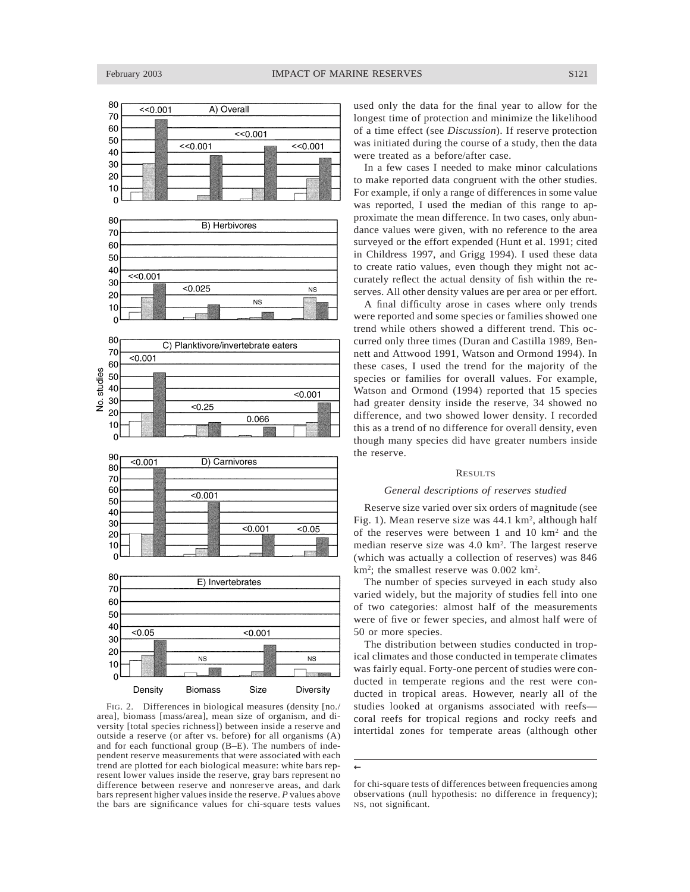FIG. 2. Differences in biological measures (density [no./area], biomass [mass/area], mean size of organism, and diversity [total species richness]) between inside a reserve and outside a reserve (or after vs. before) for all organisms (A) and for each functional group (B–E). The numbers of independent reserve measurements that were associated with each trend are plotted for each biological measure: white bars represent lower values inside the reserve, gray bars represent no difference between reserve and nonreserve areas, and dark bars represent higher values inside the reserve. *P* values above the bars are significance values for chi-square tests values for chi-square tests of differences between frequencies among observations (null hypothesis: no difference in frequency); NS, not significant.

used only the data for the final year to allow for the longest time of protection and minimize the likelihood of a time effect (see *Discussion*). If reserve protection was initiated during the course of a study, then the data were treated as a before/after case.

In a few cases I needed to make minor calculations to make reported data congruent with the other studies. For example, if only a range of differences in some value was reported, I used the median of this range to approximate the mean difference. In two cases, only abundance values were given, with no reference to the area surveyed or the effort expended (Hunt et al. 1991; cited in Childress 1997, and Grigg 1994). I used these data to create ratio values, even though they might not accurately reflect the actual density of fish within the reserves. All other density values are per area or per effort.

A final difficulty arose in cases where only trends were reported and some species or families showed one trend while others showed a different trend. This occurred only three times (Duran and Castilla 1989, Bennett and Attwood 1991, Watson and Ormond 1994). In these cases, I used the trend for the majority of the species or families for overall values. For example, Watson and Ormond (1994) reported that 15 species had greater density inside the reserve, 34 showed no difference, and two showed lower density. I recorded this as a trend of no difference for overall density, even though many species did have greater numbers inside the reserve.

## RESULTS

### *General descriptions of reserves studied*

Reserve size varied over six orders of magnitude (see Fig. 1). Mean reserve size was 44.1 km$^2$, although half of the reserves were between 1 and 10 km$^2$ and the median reserve size was 4.0 km$^2$. The largest reserve (which was actually a collection of reserves) was 846 km$^2$; the smallest reserve was 0.002 km$^2$.

The number of species surveyed in each study also varied widely, but the majority of studies fell into one of two categories: almost half of the measurements were of five or fewer species, and almost half were of 50 or more species.

The distribution between studies conducted in tropical climates and those conducted in temperate climates was fairly equal. Forty-one percent of studies were conducted in temperate regions and the rest were conducted in tropical areas. However, nearly all of the studies looked at organisms associated with reefs—coral reefs for tropical regions and rocky reefs and intertidal zones for temperate areas (although other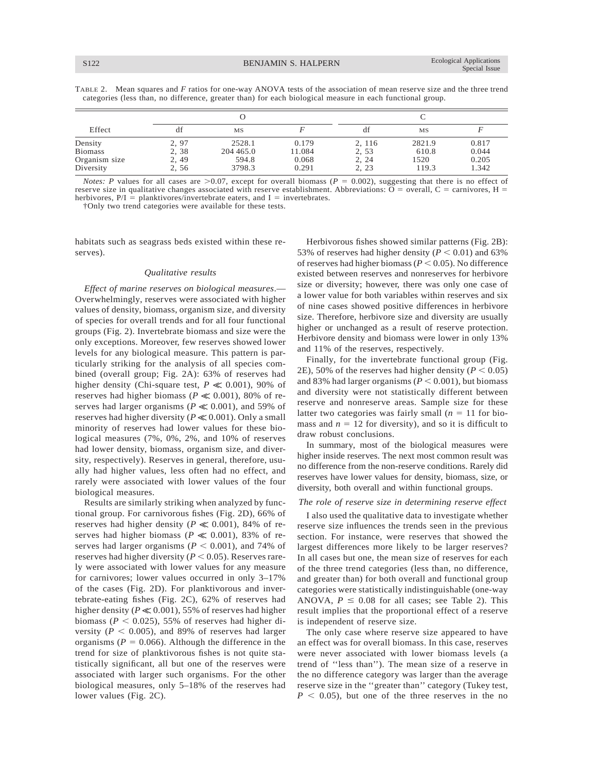TABLE 2. Mean squares and *F* ratios for one-way ANOVA tests of the association of mean reserve size and the three trend categories (less than, no difference, greater than) for each biological measure in each functional group.

| Effect | O | | | C | | |
|---|---|---|---|---|---|---|
| | df | MS | *F* | df | MS | *F* |
| Density | 2, 97 | 2528.1 | 0.179 | 2, 116 | 2821.9 | 0.817 |
| Biomass | 2, 38 | 204 465.0 | 11.084 | 2, 53 | 610.8 | 0.044 |
| Organism size | 2, 49 | 594.8 | 0.068 | 2, 24 | 1520 | 0.205 |
| Diversity | 2, 56 | 3798.3 | 0.291 | 2, 23 | 119.3 | 1.342 |

*Notes: P* values for all cases are >0.07, except for overall biomass ($P = 0.002$), suggesting that there is no effect of reserve size in qualitative changes associated with reserve establishment. Abbreviations: O = overall, C = carnivores, H = herbivores, P/I = planktivores/invertebrate eaters, and I = invertebrates.

†Only two trend categories were available for these tests.

habitats such as seagrass beds existed within these reserves).

### *Qualitative results*

*Effect of marine reserves on biological measures*.—Overwhelmingly, reserves were associated with higher values of density, biomass, organism size, and diversity of species for overall trends and for all four functional groups (Fig. 2). Invertebrate biomass and size were the only exceptions. Moreover, few reserves showed lower levels for any biological measure. This pattern is particularly striking for the analysis of all species combined (overall group; Fig. 2A): 63% of reserves had higher density (Chi-square test, $P \ll 0.001$), 90% of reserves had higher biomass ($P \ll 0.001$), 80% of reserves had larger organisms ($P \ll 0.001$), and 59% of reserves had higher diversity ($P \ll 0.001$). Only a small minority of reserves had lower values for these biological measures (7%, 0%, 2%, and 10% of reserves had lower density, biomass, organism size, and diversity, respectively). Reserves in general, therefore, usually had higher values, less often had no effect, and rarely were associated with lower values of the four biological measures.

Results are similarly striking when analyzed by functional group. For carnivorous fishes (Fig. 2D), 66% of reserves had higher density ($P \ll 0.001$), 84% of reserves had higher biomass ($P \ll 0.001$), 83% of reserves had larger organisms ($P < 0.001$), and 74% of reserves had higher diversity ($P < 0.05$). Reserves rarely were associated with lower values for any measure for carnivores; lower values occurred in only 3–17% of the cases (Fig. 2D). For planktivorous and invertebrate-eating fishes (Fig. 2C), 62% of reserves had higher density ($P \ll 0.001$), 55% of reserves had higher biomass ($P < 0.025$), 55% of reserves had higher diversity ($P < 0.005$), and 89% of reserves had larger organisms ($P = 0.066$). Although the difference in the trend for size of planktivorous fishes is not quite statistically significant, all but one of the reserves were associated with larger such organisms. For the other biological measures, only 5–18% of the reserves had lower values (Fig. 2C).

Herbivorous fishes showed similar patterns (Fig. 2B): 53% of reserves had higher density ($P < 0.01$) and 63% of reserves had higher biomass ($P < 0.05$). No difference existed between reserves and nonreserves for herbivore size or diversity; however, there was only one case of a lower value for both variables within reserves and six of nine cases showed positive differences in herbivore size. Therefore, herbivore size and diversity are usually higher or unchanged as a result of reserve protection. Herbivore density and biomass were lower in only 13% and 11% of the reserves, respectively.

Finally, for the invertebrate functional group (Fig. 2E), 50% of the reserves had higher density ($P < 0.05$) and 83% had larger organisms ($P < 0.001$), but biomass and diversity were not statistically different between reserve and nonreserve areas. Sample size for these latter two categories was fairly small ($n = 11$ for biomass and $n = 12$ for diversity), and so it is difficult to draw robust conclusions.

In summary, most of the biological measures were higher inside reserves. The next most common result was no difference from the non-reserve conditions. Rarely did reserves have lower values for density, biomass, size, or diversity, both overall and within functional groups.

### *The role of reserve size in determining reserve effect*

I also used the qualitative data to investigate whether reserve size influences the trends seen in the previous section. For instance, were reserves that showed the largest differences more likely to be larger reserves? In all cases but one, the mean size of reserves for each of the three trend categories (less than, no difference, and greater than) for both overall and functional group categories were statistically indistinguishable (one-way ANOVA, $P \leq 0.08$ for all cases; see Table 2). This result implies that the proportional effect of a reserve is independent of reserve size.

The only case where reserve size appeared to have an effect was for overall biomass. In this case, reserves were never associated with lower biomass levels (a trend of ''less than''). The mean size of a reserve in the no difference category was larger than the average reserve size in the ''greater than'' category (Tukey test, $P < 0.05$), but one of the three reserves in the no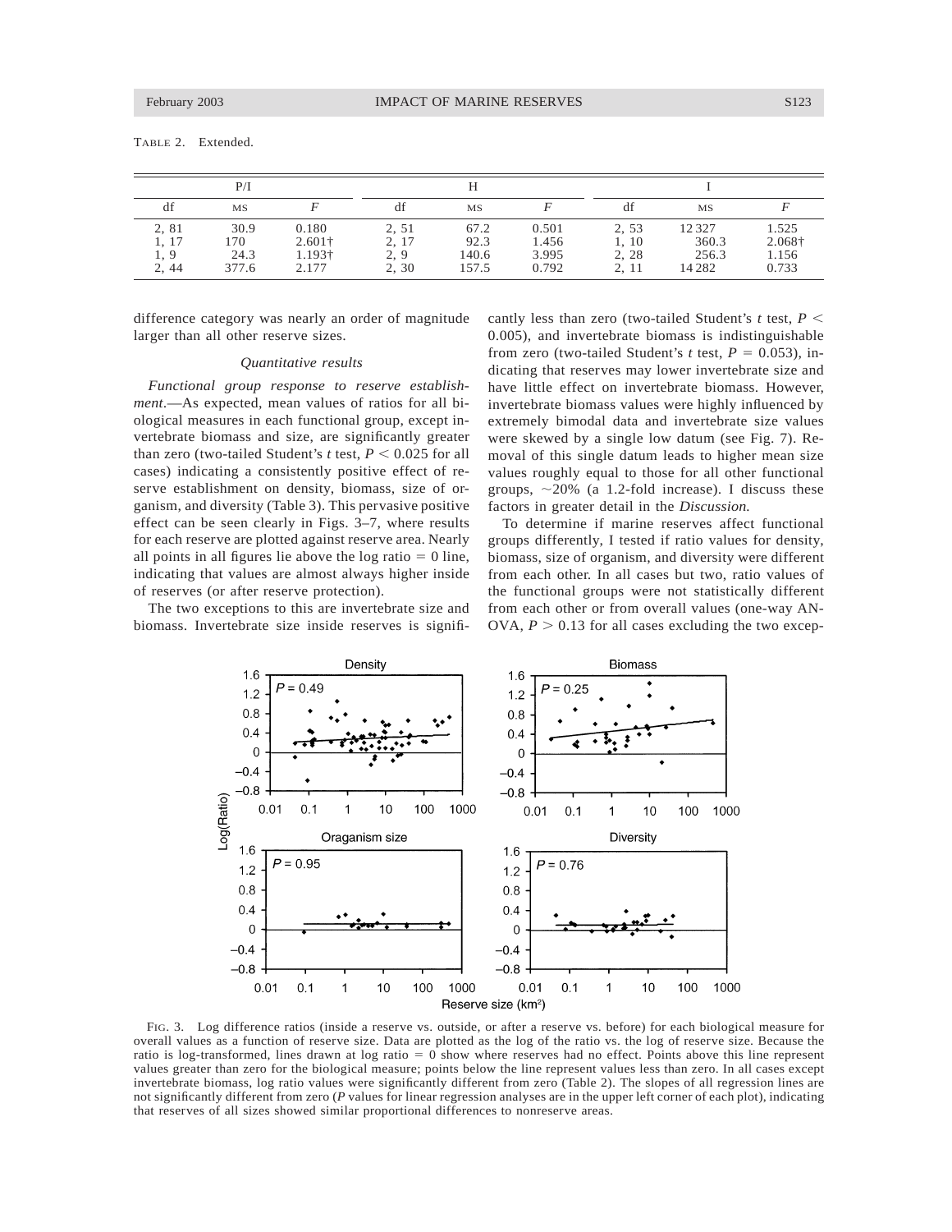TABLE 2. Extended.

| P/I | | | H | | | I | | |
|---|---|---|---|---|---|---|---|---|
| df | MS | $F$ | df | MS | $F$ | df | MS | $F$ |
| 2, 81 | 30.9 | 0.180 | 2, 51 | 67.2 | 0.501 | 2, 53 | 12 327 | 1.525 |
| 1, 17 | 170 | 2.601† | 2, 17 | 92.3 | 1.456 | 1, 10 | 360.3 | 2.068† |
| 1, 9 | 24.3 | 1.193† | 2, 9 | 140.6 | 3.995 | 2, 28 | 256.3 | 1.156 |
| 2, 44 | 377.6 | 2.177 | 2, 30 | 157.5 | 0.792 | 2, 11 | 14 282 | 0.733 |

difference category was nearly an order of magnitude larger than all other reserve sizes.

### *Quantitative results*

*Functional group response to reserve establishment.*—As expected, mean values of ratios for all biological measures in each functional group, except invertebrate biomass and size, are significantly greater than zero (two-tailed Student's $t$ test, $P < 0.025$ for all cases) indicating a consistently positive effect of reserve establishment on density, biomass, size of organism, and diversity (Table 3). This pervasive positive effect can be seen clearly in Figs. 3–7, where results for each reserve are plotted against reserve area. Nearly all points in all figures lie above the log ratio $= 0$ line, indicating that values are almost always higher inside of reserves (or after reserve protection).

The two exceptions to this are invertebrate size and biomass. Invertebrate size inside reserves is significantly less than zero (two-tailed Student's $t$ test, $P < 0.005$), and invertebrate biomass is indistinguishable from zero (two-tailed Student's $t$ test, $P = 0.053$), indicating that reserves may lower invertebrate size and have little effect on invertebrate biomass. However, invertebrate biomass values were highly influenced by extremely bimodal data and invertebrate size values were skewed by a single low datum (see Fig. 7). Removal of this single datum leads to higher mean size values roughly equal to those for all other functional groups, ~20% (a 1.2-fold increase). I discuss these factors in greater detail in the *Discussion*.

To determine if marine reserves affect functional groups differently, I tested if ratio values for density, biomass, size of organism, and diversity were different from each other. In all cases but two, ratio values of the functional groups were not statistically different from each other or from overall values (one-way ANOVA, $P > 0.13$ for all cases excluding the two excep-

FIG. 3. Log difference ratios (inside a reserve vs. outside, or after a reserve vs. before) for each biological measure for overall values as a function of reserve size. Data are plotted as the log of the ratio vs. the log of reserve size. Because the ratio is log-transformed, lines drawn at log ratio $= 0$ show where reserves had no effect. Points above this line represent values greater than zero for the biological measure; points below the line represent values less than zero. In all cases except invertebrate biomass, log ratio values were significantly different from zero (Table 2). The slopes of all regression lines are not significantly different from zero ($P$ values for linear regression analyses are in the upper left corner of each plot), indicating that reserves of all sizes showed similar proportional differences to nonreserve areas.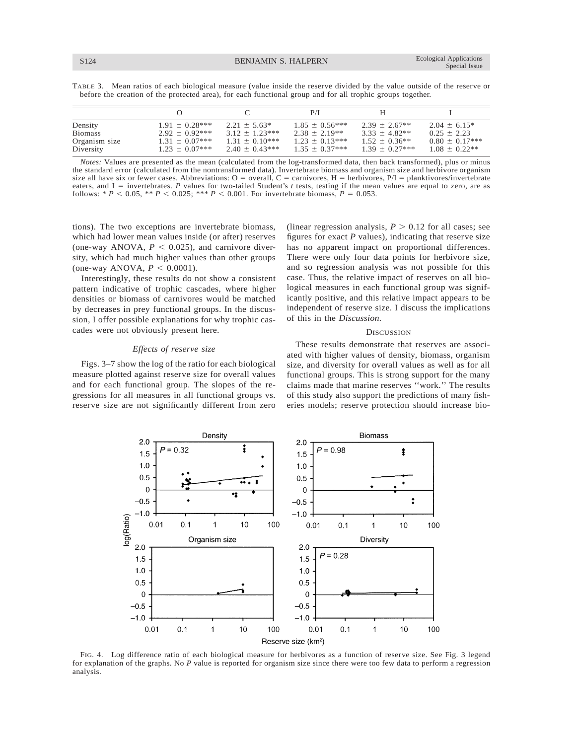TABLE 3. Mean ratios of each biological measure (value inside the reserve divided by the value outside of the reserve or before the creation of the protected area), for each functional group and for all trophic groups together.

| | O | C | P/I | H | I |
|---|---|---|---|---|---|
| Density | 1.91 ± 0.28*** | 2.21 ± 5.63* | 1.85 ± 0.56*** | 2.39 ± 2.67** | 2.04 ± 6.15* |
| Biomass | 2.92 ± 0.92*** | 3.12 ± 1.23*** | 2.38 ± 2.19** | 3.33 ± 4.82** | 0.25 ± 2.23 |
| Organism size | 1.31 ± 0.07*** | 1.31 ± 0.10*** | 1.23 ± 0.13*** | 1.52 ± 0.36** | 0.80 ± 0.17*** |
| Diversity | 1.23 ± 0.07*** | 2.40 ± 0.43*** | 1.35 ± 0.37*** | 1.39 ± 0.27*** | 1.08 ± 0.22** |

*Notes:* Values are presented as the mean (calculated from the log-transformed data, then back transformed), plus or minus the standard error (calculated from the nontransformed data). Invertebrate biomass and organism size and herbivore organism size all have six or fewer cases. Abbreviations: O = overall, C = carnivores, H = herbivores, P/I = planktivores/invertebrate eaters, and I = invertebrates. *P* values for two-tailed Student's *t* tests, testing if the mean values are equal to zero, are as follows: * $P < 0.05$, ** $P < 0.025$; *** $P < 0.001$. For invertebrate biomass, $P = 0.053$.

tions). The two exceptions are invertebrate biomass, which had lower mean values inside (or after) reserves (one-way ANOVA, $P < 0.025$), and carnivore diversity, which had much higher values than other groups (one-way ANOVA, $P < 0.0001$).

Interestingly, these results do not show a consistent pattern indicative of trophic cascades, where higher densities or biomass of carnivores would be matched by decreases in prey functional groups. In the discussion, I offer possible explanations for why trophic cascades were not obviously present here.

### *Effects of reserve size*

Figs. 3–7 show the log of the ratio for each biological measure plotted against reserve size for overall values and for each functional group. The slopes of the regressions for all measures in all functional groups vs. reserve size are not significantly different from zero (linear regression analysis, $P > 0.12$ for all cases; see figures for exact *P* values), indicating that reserve size has no apparent impact on proportional differences. There were only four data points for herbivore size, and so regression analysis was not possible for this case. Thus, the relative impact of reserves on all biological measures in each functional group was significantly positive, and this relative impact appears to be independent of reserve size. I discuss the implications of this in the *Discussion.*

## DISCUSSION

These results demonstrate that reserves are associated with higher values of density, biomass, organism size, and diversity for overall values as well as for all functional groups. This is strong support for the many claims made that marine reserves ''work.'' The results of this study also support the predictions of many fisheries models; reserve protection should increase bio-

FIG. 4. Log difference ratio of each biological measure for herbivores as a function of reserve size. See Fig. 3 legend for explanation of the graphs. No *P* value is reported for organism size since there were too few data to perform a regression analysis.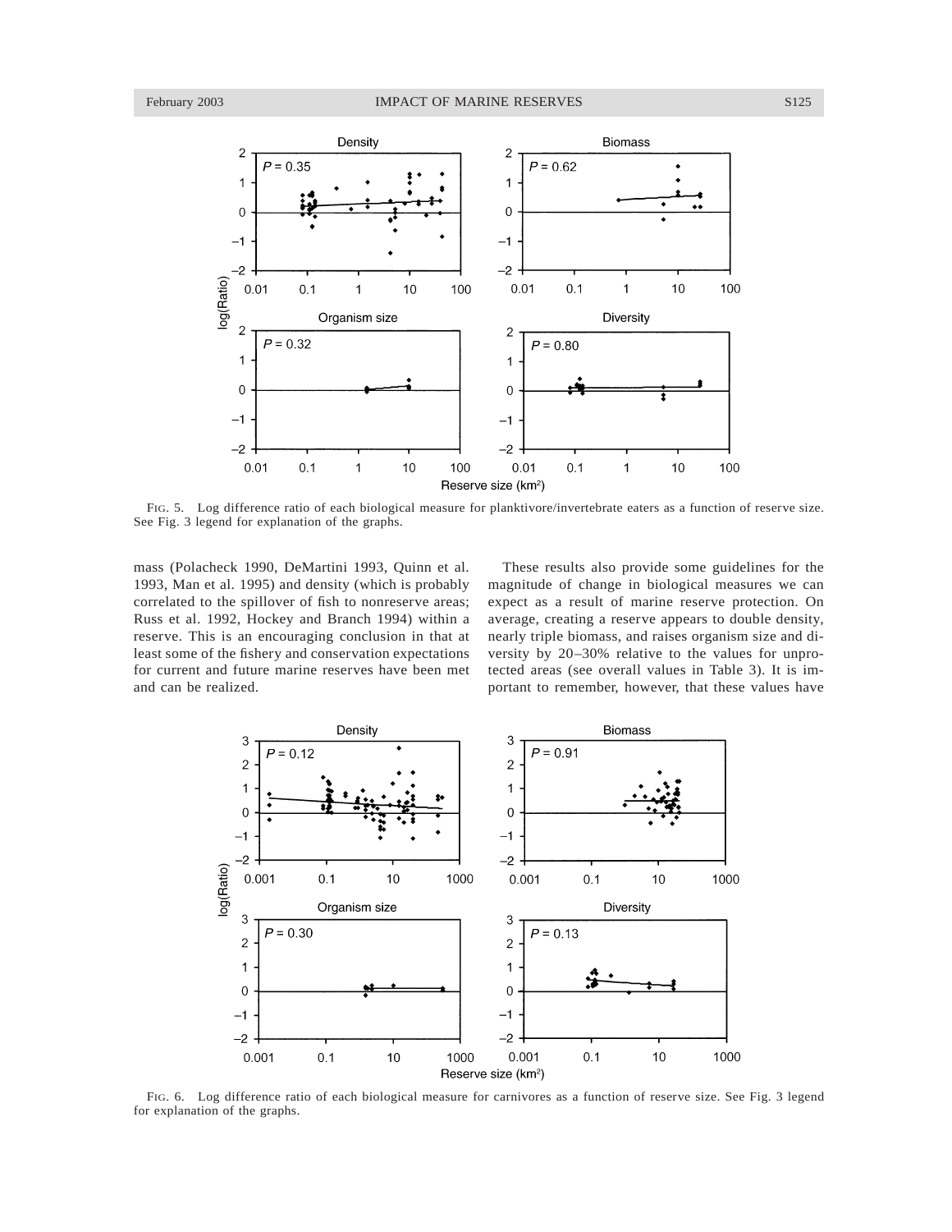FIG. 5. Log difference ratio of each biological measure for planktivore/invertebrate eaters as a function of reserve size. See Fig. 3 legend for explanation of the graphs.

mass (Polacheck 1990, DeMartini 1993, Quinn et al. 1993, Man et al. 1995) and density (which is probably correlated to the spillover of fish to nonreserve areas; Russ et al. 1992, Hockey and Branch 1994) within a reserve. This is an encouraging conclusion in that at least some of the fishery and conservation expectations for current and future marine reserves have been met and can be realized.

These results also provide some guidelines for the magnitude of change in biological measures we can expect as a result of marine reserve protection. On average, creating a reserve appears to double density, nearly triple biomass, and raises organism size and diversity by 20–30% relative to the values for unprotected areas (see overall values in Table 3). It is important to remember, however, that these values have

FIG. 6. Log difference ratio of each biological measure for carnivores as a function of reserve size. See Fig. 3 legend for explanation of the graphs.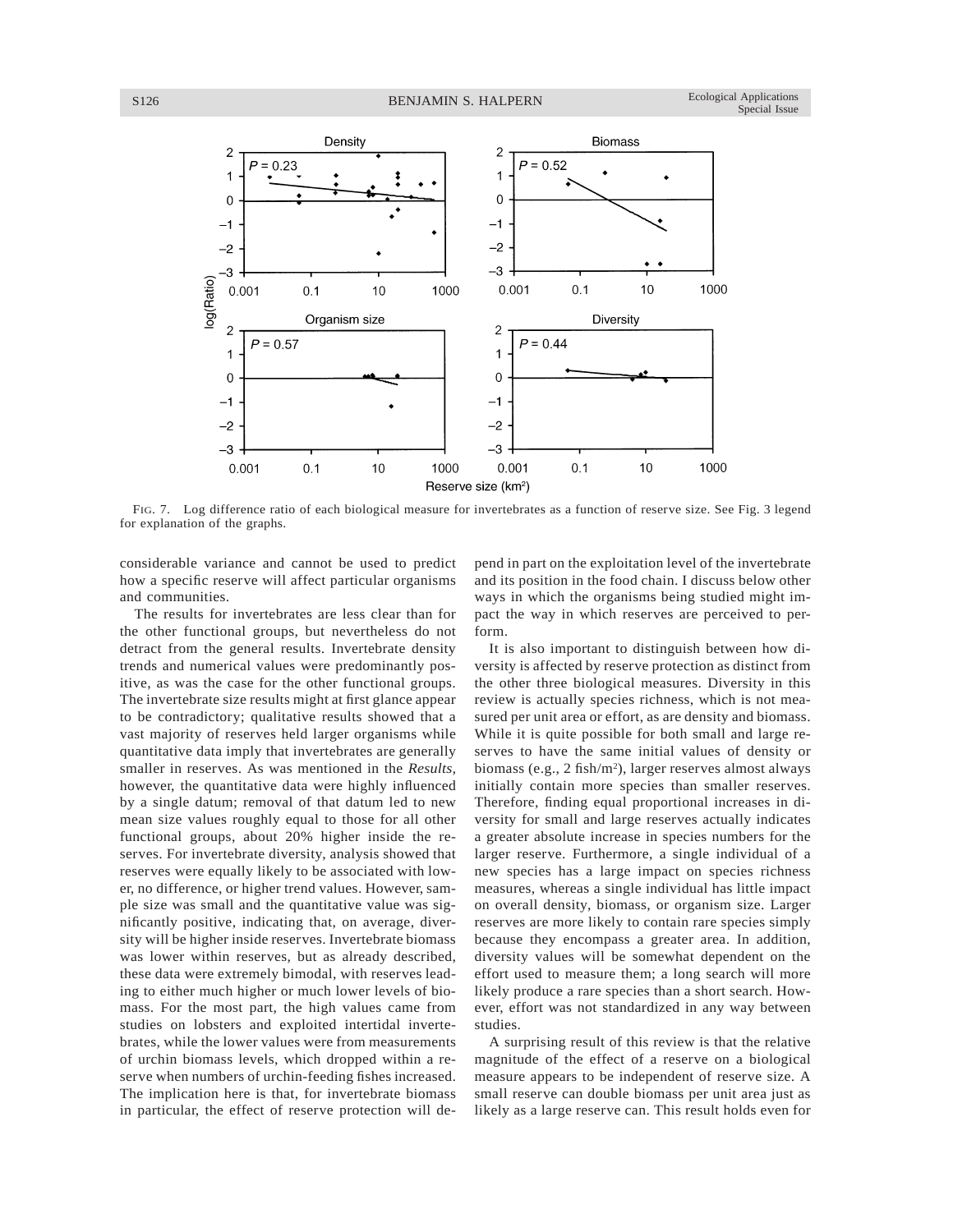FIG. 7. Log difference ratio of each biological measure for invertebrates as a function of reserve size. See Fig. 3 legend for explanation of the graphs.

considerable variance and cannot be used to predict how a specific reserve will affect particular organisms and communities.

The results for invertebrates are less clear than for the other functional groups, but nevertheless do not detract from the general results. Invertebrate density trends and numerical values were predominantly positive, as was the case for the other functional groups. The invertebrate size results might at first glance appear to be contradictory; qualitative results showed that a vast majority of reserves held larger organisms while quantitative data imply that invertebrates are generally smaller in reserves. As was mentioned in the *Results,* however, the quantitative data were highly influenced by a single datum; removal of that datum led to new mean size values roughly equal to those for all other functional groups, about 20% higher inside the reserves. For invertebrate diversity, analysis showed that reserves were equally likely to be associated with lower, no difference, or higher trend values. However, sample size was small and the quantitative value was significantly positive, indicating that, on average, diversity will be higher inside reserves. Invertebrate biomass was lower within reserves, but as already described, these data were extremely bimodal, with reserves leading to either much higher or much lower levels of biomass. For the most part, the high values came from studies on lobsters and exploited intertidal invertebrates, while the lower values were from measurements of urchin biomass levels, which dropped within a reserve when numbers of urchin-feeding fishes increased. The implication here is that, for invertebrate biomass in particular, the effect of reserve protection will depend in part on the exploitation level of the invertebrate and its position in the food chain. I discuss below other ways in which the organisms being studied might impact the way in which reserves are perceived to perform.

It is also important to distinguish between how diversity is affected by reserve protection as distinct from the other three biological measures. Diversity in this review is actually species richness, which is not measured per unit area or effort, as are density and biomass. While it is quite possible for both small and large reserves to have the same initial values of density or biomass (e.g., 2 fish/m$^2$), larger reserves almost always initially contain more species than smaller reserves. Therefore, finding equal proportional increases in diversity for small and large reserves actually indicates a greater absolute increase in species numbers for the larger reserve. Furthermore, a single individual of a new species has a large impact on species richness measures, whereas a single individual has little impact on overall density, biomass, or organism size. Larger reserves are more likely to contain rare species simply because they encompass a greater area. In addition, diversity values will be somewhat dependent on the effort used to measure them; a long search will more likely produce a rare species than a short search. However, effort was not standardized in any way between studies.

A surprising result of this review is that the relative magnitude of the effect of a reserve on a biological measure appears to be independent of reserve size. A small reserve can double biomass per unit area just as likely as a large reserve can. This result holds even for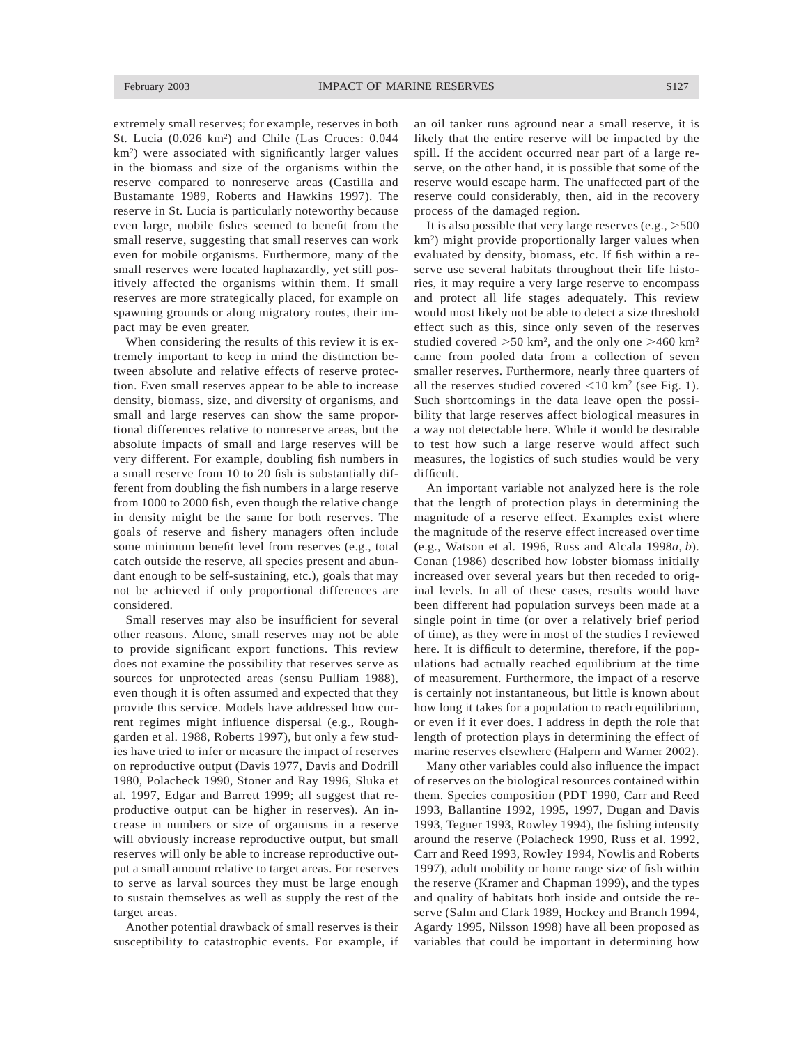extremely small reserves; for example, reserves in both St. Lucia (0.026 km$^2$) and Chile (Las Cruces: 0.044 km$^2$) were associated with significantly larger values in the biomass and size of the organisms within the reserve compared to nonreserve areas (Castilla and Bustamante 1989, Roberts and Hawkins 1997). The reserve in St. Lucia is particularly noteworthy because even large, mobile fishes seemed to benefit from the small reserve, suggesting that small reserves can work even for mobile organisms. Furthermore, many of the small reserves were located haphazardly, yet still positively affected the organisms within them. If small reserves are more strategically placed, for example on spawning grounds or along migratory routes, their impact may be even greater.

When considering the results of this review it is extremely important to keep in mind the distinction between absolute and relative effects of reserve protection. Even small reserves appear to be able to increase density, biomass, size, and diversity of organisms, and small and large reserves can show the same proportional differences relative to nonreserve areas, but the absolute impacts of small and large reserves will be very different. For example, doubling fish numbers in a small reserve from 10 to 20 fish is substantially different from doubling the fish numbers in a large reserve from 1000 to 2000 fish, even though the relative change in density might be the same for both reserves. The goals of reserve and fishery managers often include some minimum benefit level from reserves (e.g., total catch outside the reserve, all species present and abundant enough to be self-sustaining, etc.), goals that may not be achieved if only proportional differences are considered.

Small reserves may also be insufficient for several other reasons. Alone, small reserves may not be able to provide significant export functions. This review does not examine the possibility that reserves serve as sources for unprotected areas (sensu Pulliam 1988), even though it is often assumed and expected that they provide this service. Models have addressed how current regimes might influence dispersal (e.g., Roughgarden et al. 1988, Roberts 1997), but only a few studies have tried to infer or measure the impact of reserves on reproductive output (Davis 1977, Davis and Dodrill 1980, Polacheck 1990, Stoner and Ray 1996, Sluka et al. 1997, Edgar and Barrett 1999; all suggest that reproductive output can be higher in reserves). An increase in numbers or size of organisms in a reserve will obviously increase reproductive output, but small reserves will only be able to increase reproductive output a small amount relative to target areas. For reserves to serve as larval sources they must be large enough to sustain themselves as well as supply the rest of the target areas.

Another potential drawback of small reserves is their susceptibility to catastrophic events. For example, if an oil tanker runs aground near a small reserve, it is likely that the entire reserve will be impacted by the spill. If the accident occurred near part of a large reserve, on the other hand, it is possible that some of the reserve would escape harm. The unaffected part of the reserve could considerably, then, aid in the recovery process of the damaged region.

It is also possible that very large reserves (e.g., >500 km$^2$) might provide proportionally larger values when evaluated by density, biomass, etc. If fish within a reserve use several habitats throughout their life histories, it may require a very large reserve to encompass and protect all life stages adequately. This review would most likely not be able to detect a size threshold effect such as this, since only seven of the reserves studied covered >50 km$^2$, and the only one >460 km$^2$ came from pooled data from a collection of seven smaller reserves. Furthermore, nearly three quarters of all the reserves studied covered <10 km$^2$ (see Fig. 1). Such shortcomings in the data leave open the possibility that large reserves affect biological measures in a way not detectable here. While it would be desirable to test how such a large reserve would affect such measures, the logistics of such studies would be very difficult.

An important variable not analyzed here is the role that the length of protection plays in determining the magnitude of a reserve effect. Examples exist where the magnitude of the reserve effect increased over time (e.g., Watson et al. 1996, Russ and Alcala 1998*a*, *b*). Conan (1986) described how lobster biomass initially increased over several years but then receded to original levels. In all of these cases, results would have been different had population surveys been made at a single point in time (or over a relatively brief period of time), as they were in most of the studies I reviewed here. It is difficult to determine, therefore, if the populations had actually reached equilibrium at the time of measurement. Furthermore, the impact of a reserve is certainly not instantaneous, but little is known about how long it takes for a population to reach equilibrium, or even if it ever does. I address in depth the role that length of protection plays in determining the effect of marine reserves elsewhere (Halpern and Warner 2002).

Many other variables could also influence the impact of reserves on the biological resources contained within them. Species composition (PDT 1990, Carr and Reed 1993, Ballantine 1992, 1995, 1997, Dugan and Davis 1993, Tegner 1993, Rowley 1994), the fishing intensity around the reserve (Polacheck 1990, Russ et al. 1992, Carr and Reed 1993, Rowley 1994, Nowlis and Roberts 1997), adult mobility or home range size of fish within the reserve (Kramer and Chapman 1999), and the types and quality of habitats both inside and outside the reserve (Salm and Clark 1989, Hockey and Branch 1994, Agardy 1995, Nilsson 1998) have all been proposed as variables that could be important in determining how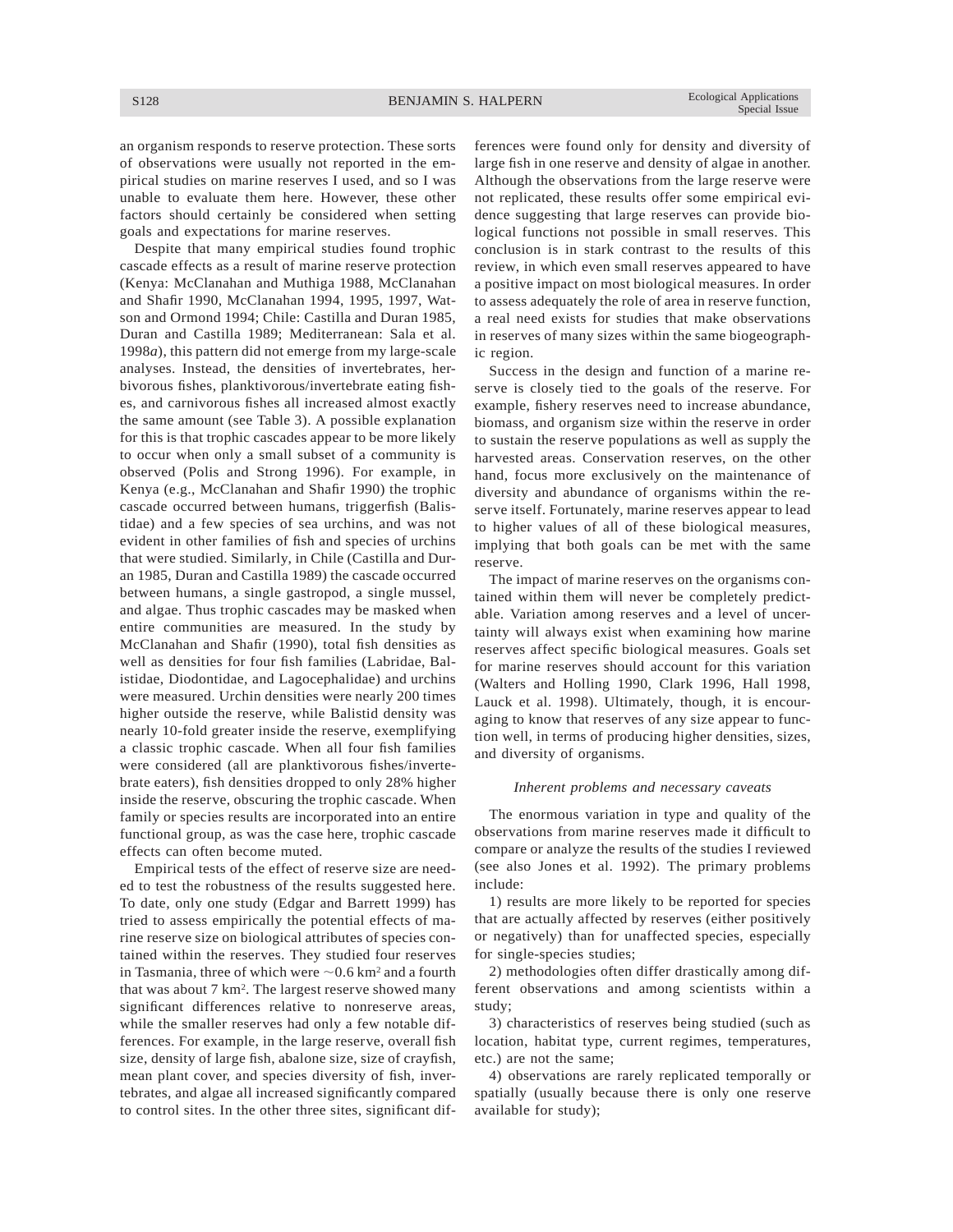an organism responds to reserve protection. These sorts of observations were usually not reported in the empirical studies on marine reserves I used, and so I was unable to evaluate them here. However, these other factors should certainly be considered when setting goals and expectations for marine reserves.

Despite that many empirical studies found trophic cascade effects as a result of marine reserve protection (Kenya: McClanahan and Muthiga 1988, McClanahan and Shafir 1990, McClanahan 1994, 1995, 1997, Watson and Ormond 1994; Chile: Castilla and Duran 1985, Duran and Castilla 1989; Mediterranean: Sala et al. 1998*a*), this pattern did not emerge from my large-scale analyses. Instead, the densities of invertebrates, herbivorous fishes, planktivorous/invertebrate eating fishes, and carnivorous fishes all increased almost exactly the same amount (see Table 3). A possible explanation for this is that trophic cascades appear to be more likely to occur when only a small subset of a community is observed (Polis and Strong 1996). For example, in Kenya (e.g., McClanahan and Shafir 1990) the trophic cascade occurred between humans, triggerfish (Balistidae) and a few species of sea urchins, and was not evident in other families of fish and species of urchins that were studied. Similarly, in Chile (Castilla and Duran 1985, Duran and Castilla 1989) the cascade occurred between humans, a single gastropod, a single mussel, and algae. Thus trophic cascades may be masked when entire communities are measured. In the study by McClanahan and Shafir (1990), total fish densities as well as densities for four fish families (Labridae, Balistidae, Diodontidae, and Lagocephalidae) and urchins were measured. Urchin densities were nearly 200 times higher outside the reserve, while Balistid density was nearly 10-fold greater inside the reserve, exemplifying a classic trophic cascade. When all four fish families were considered (all are planktivorous fishes/invertebrate eaters), fish densities dropped to only 28% higher inside the reserve, obscuring the trophic cascade. When family or species results are incorporated into an entire functional group, as was the case here, trophic cascade effects can often become muted.

Empirical tests of the effect of reserve size are needed to test the robustness of the results suggested here. To date, only one study (Edgar and Barrett 1999) has tried to assess empirically the potential effects of marine reserve size on biological attributes of species contained within the reserves. They studied four reserves in Tasmania, three of which were $\sim$0.6 km$^2$ and a fourth that was about 7 km$^2$. The largest reserve showed many significant differences relative to nonreserve areas, while the smaller reserves had only a few notable differences. For example, in the large reserve, overall fish size, density of large fish, abalone size, size of crayfish, mean plant cover, and species diversity of fish, invertebrates, and algae all increased significantly compared to control sites. In the other three sites, significant differences were found only for density and diversity of large fish in one reserve and density of algae in another. Although the observations from the large reserve were not replicated, these results offer some empirical evidence suggesting that large reserves can provide biological functions not possible in small reserves. This conclusion is in stark contrast to the results of this review, in which even small reserves appeared to have a positive impact on most biological measures. In order to assess adequately the role of area in reserve function, a real need exists for studies that make observations in reserves of many sizes within the same biogeographic region.

Success in the design and function of a marine reserve is closely tied to the goals of the reserve. For example, fishery reserves need to increase abundance, biomass, and organism size within the reserve in order to sustain the reserve populations as well as supply the harvested areas. Conservation reserves, on the other hand, focus more exclusively on the maintenance of diversity and abundance of organisms within the reserve itself. Fortunately, marine reserves appear to lead to higher values of all of these biological measures, implying that both goals can be met with the same reserve.

The impact of marine reserves on the organisms contained within them will never be completely predictable. Variation among reserves and a level of uncertainty will always exist when examining how marine reserves affect specific biological measures. Goals set for marine reserves should account for this variation (Walters and Holling 1990, Clark 1996, Hall 1998, Lauck et al. 1998). Ultimately, though, it is encouraging to know that reserves of any size appear to function well, in terms of producing higher densities, sizes, and diversity of organisms.

### *Inherent problems and necessary caveats*

The enormous variation in type and quality of the observations from marine reserves made it difficult to compare or analyze the results of the studies I reviewed (see also Jones et al. 1992). The primary problems include:

1) results are more likely to be reported for species that are actually affected by reserves (either positively or negatively) than for unaffected species, especially for single-species studies;

2) methodologies often differ drastically among different observations and among scientists within a study;

3) characteristics of reserves being studied (such as location, habitat type, current regimes, temperatures, etc.) are not the same;

4) observations are rarely replicated temporally or spatially (usually because there is only one reserve available for study);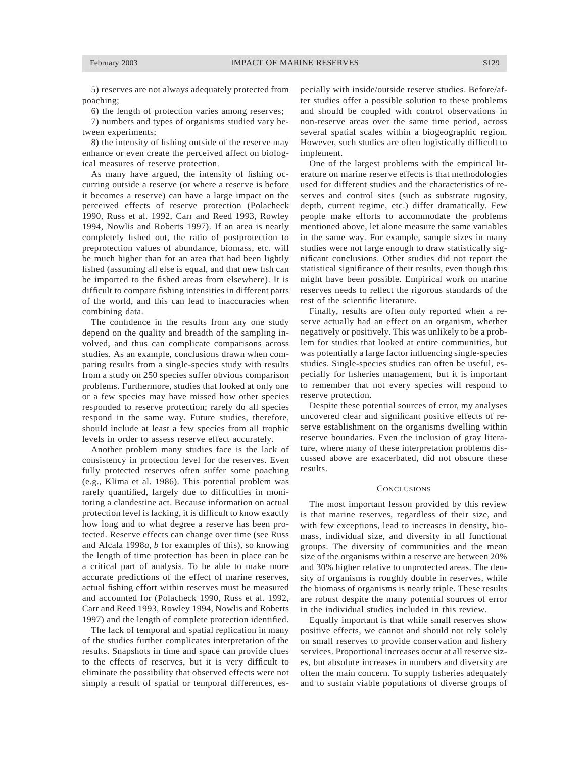5) reserves are not always adequately protected from poaching;

6) the length of protection varies among reserves;

7) numbers and types of organisms studied vary between experiments;

8) the intensity of fishing outside of the reserve may enhance or even create the perceived affect on biological measures of reserve protection.

As many have argued, the intensity of fishing occurring outside a reserve (or where a reserve is before it becomes a reserve) can have a large impact on the perceived effects of reserve protection (Polacheck 1990, Russ et al. 1992, Carr and Reed 1993, Rowley 1994, Nowlis and Roberts 1997). If an area is nearly completely fished out, the ratio of postprotection to preprotection values of abundance, biomass, etc. will be much higher than for an area that had been lightly fished (assuming all else is equal, and that new fish can be imported to the fished areas from elsewhere). It is difficult to compare fishing intensities in different parts of the world, and this can lead to inaccuracies when combining data.

The confidence in the results from any one study depend on the quality and breadth of the sampling involved, and thus can complicate comparisons across studies. As an example, conclusions drawn when comparing results from a single-species study with results from a study on 250 species suffer obvious comparison problems. Furthermore, studies that looked at only one or a few species may have missed how other species responded to reserve protection; rarely do all species respond in the same way. Future studies, therefore, should include at least a few species from all trophic levels in order to assess reserve effect accurately.

Another problem many studies face is the lack of consistency in protection level for the reserves. Even fully protected reserves often suffer some poaching (e.g., Klima et al. 1986). This potential problem was rarely quantified, largely due to difficulties in monitoring a clandestine act. Because information on actual protection level is lacking, it is difficult to know exactly how long and to what degree a reserve has been protected. Reserve effects can change over time (see Russ and Alcala 1998*a*, *b* for examples of this), so knowing the length of time protection has been in place can be a critical part of analysis. To be able to make more accurate predictions of the effect of marine reserves, actual fishing effort within reserves must be measured and accounted for (Polacheck 1990, Russ et al. 1992, Carr and Reed 1993, Rowley 1994, Nowlis and Roberts 1997) and the length of complete protection identified.

The lack of temporal and spatial replication in many of the studies further complicates interpretation of the results. Snapshots in time and space can provide clues to the effects of reserves, but it is very difficult to eliminate the possibility that observed effects were not simply a result of spatial or temporal differences, especially with inside/outside reserve studies. Before/after studies offer a possible solution to these problems and should be coupled with control observations in non-reserve areas over the same time period, across several spatial scales within a biogeographic region. However, such studies are often logistically difficult to implement.

One of the largest problems with the empirical literature on marine reserve effects is that methodologies used for different studies and the characteristics of reserves and control sites (such as substrate rugosity, depth, current regime, etc.) differ dramatically. Few people make efforts to accommodate the problems mentioned above, let alone measure the same variables in the same way. For example, sample sizes in many studies were not large enough to draw statistically significant conclusions. Other studies did not report the statistical significance of their results, even though this might have been possible. Empirical work on marine reserves needs to reflect the rigorous standards of the rest of the scientific literature.

Finally, results are often only reported when a reserve actually had an effect on an organism, whether negatively or positively. This was unlikely to be a problem for studies that looked at entire communities, but was potentially a large factor influencing single-species studies. Single-species studies can often be useful, especially for fisheries management, but it is important to remember that not every species will respond to reserve protection.

Despite these potential sources of error, my analyses uncovered clear and significant positive effects of reserve establishment on the organisms dwelling within reserve boundaries. Even the inclusion of gray literature, where many of these interpretation problems discussed above are exacerbated, did not obscure these results.

## Conclusions

The most important lesson provided by this review is that marine reserves, regardless of their size, and with few exceptions, lead to increases in density, biomass, individual size, and diversity in all functional groups. The diversity of communities and the mean size of the organisms within a reserve are between 20% and 30% higher relative to unprotected areas. The density of organisms is roughly double in reserves, while the biomass of organisms is nearly triple. These results are robust despite the many potential sources of error in the individual studies included in this review.

Equally important is that while small reserves show positive effects, we cannot and should not rely solely on small reserves to provide conservation and fishery services. Proportional increases occur at all reserve sizes, but absolute increases in numbers and diversity are often the main concern. To supply fisheries adequately and to sustain viable populations of diverse groups of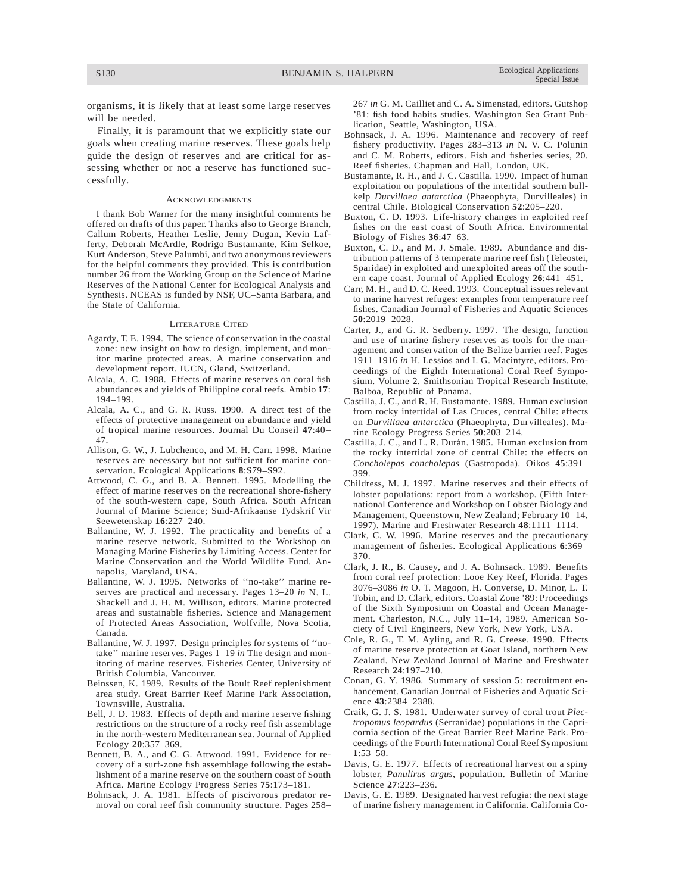organisms, it is likely that at least some large reserves will be needed.

Finally, it is paramount that we explicitly state our goals when creating marine reserves. These goals help guide the design of reserves and are critical for assessing whether or not a reserve has functioned successfully.

## Acknowledgments

I thank Bob Warner for the many insightful comments he offered on drafts of this paper. Thanks also to George Branch, Callum Roberts, Heather Leslie, Jenny Dugan, Kevin Lafferty, Deborah McArdle, Rodrigo Bustamante, Kim Selkoe, Kurt Anderson, Steve Palumbi, and two anonymous reviewers for the helpful comments they provided. This is contribution number 26 from the Working Group on the Science of Marine Reserves of the National Center for Ecological Analysis and Synthesis. NCEAS is funded by NSF, UC–Santa Barbara, and the State of California.

## Literature Cited

Agardy, T. E. 1994. The science of conservation in the coastal zone: new insight on how to design, implement, and monitor marine protected areas. A marine conservation and development report. IUCN, Gland, Switzerland.

Alcala, A. C. 1988. Effects of marine reserves on coral fish abundances and yields of Philippine coral reefs. Ambio **17**: 194–199.

Alcala, A. C., and G. R. Russ. 1990. A direct test of the effects of protective management on abundance and yield of tropical marine resources. Journal Du Conseil **47**:40–47.

Allison, G. W., J. Lubchenco, and M. H. Carr. 1998. Marine reserves are necessary but not sufficient for marine conservation. Ecological Applications **8**:S79–S92.

Attwood, C. G., and B. A. Bennett. 1995. Modelling the effect of marine reserves on the recreational shore-fishery of the south-western cape, South Africa. South African Journal of Marine Science; Suid-Afrikaanse Tydskrif Vir Seewetenskap **16**:227–240.

Ballantine, W. J. 1992. The practicality and benefits of a marine reserve network. Submitted to the Workshop on Managing Marine Fisheries by Limiting Access. Center for Marine Conservation and the World Wildlife Fund. Annapolis, Maryland, USA.

Ballantine, W. J. 1995. Networks of ''no-take'' marine reserves are practical and necessary. Pages 13–20 *in* N. L. Shackell and J. H. M. Willison, editors. Marine protected areas and sustainable fisheries. Science and Management of Protected Areas Association, Wolfville, Nova Scotia, Canada.

Ballantine, W. J. 1997. Design principles for systems of ''no-take'' marine reserves. Pages 1–19 *in* The design and monitoring of marine reserves. Fisheries Center, University of British Columbia, Vancouver.

Beinssen, K. 1989. Results of the Boult Reef replenishment area study. Great Barrier Reef Marine Park Association, Townsville, Australia.

Bell, J. D. 1983. Effects of depth and marine reserve fishing restrictions on the structure of a rocky reef fish assemblage in the north-western Mediterranean sea. Journal of Applied Ecology **20**:357–369.

Bennett, B. A., and C. G. Attwood. 1991. Evidence for recovery of a surf-zone fish assemblage following the establishment of a marine reserve on the southern coast of South Africa. Marine Ecology Progress Series **75**:173–181.

Bohnsack, J. A. 1981. Effects of piscivorous predator removal on coral reef fish community structure. Pages 258–267 *in* G. M. Cailliet and C. A. Simenstad, editors. Gutshop '81: fish food habits studies. Washington Sea Grant Publication, Seattle, Washington, USA.

Bohnsack, J. A. 1996. Maintenance and recovery of reef fishery productivity. Pages 283–313 *in* N. V. C. Polunin and C. M. Roberts, editors. Fish and fisheries series, 20. Reef fisheries. Chapman and Hall, London, UK.

Bustamante, R. H., and J. C. Castilla. 1990. Impact of human exploitation on populations of the intertidal southern bull-kelp *Durvillaea antarctica* (Phaeophyta, Durvilleales) in central Chile. Biological Conservation **52**:205–220.

Buxton, C. D. 1993. Life-history changes in exploited reef fishes on the east coast of South Africa. Environmental Biology of Fishes **36**:47–63.

Buxton, C. D., and M. J. Smale. 1989. Abundance and distribution patterns of 3 temperate marine reef fish (Teleostei, Sparidae) in exploited and unexploited areas off the southern cape coast. Journal of Applied Ecology **26**:441–451.

Carr, M. H., and D. C. Reed. 1993. Conceptual issues relevant to marine harvest refuges: examples from temperature reef fishes. Canadian Journal of Fisheries and Aquatic Sciences **50**:2019–2028.

Carter, J., and G. R. Sedberry. 1997. The design, function and use of marine fishery reserves as tools for the management and conservation of the Belize barrier reef. Pages 1911–1916 *in* H. Lessios and I. G. Macintyre, editors. Proceedings of the Eighth International Coral Reef Symposium. Volume 2. Smithsonian Tropical Research Institute, Balboa, Republic of Panama.

Castilla, J. C., and R. H. Bustamante. 1989. Human exclusion from rocky intertidal of Las Cruces, central Chile: effects on *Durvillaea antarctica* (Phaeophyta, Durvilleales). Marine Ecology Progress Series **50**:203–214.

Castilla, J. C., and L. R. Durán. 1985. Human exclusion from the rocky intertidal zone of central Chile: the effects on *Concholepas concholepas* (Gastropoda). Oikos **45**:391–399.

Childress, M. J. 1997. Marine reserves and their effects of lobster populations: report from a workshop. (Fifth International Conference and Workshop on Lobster Biology and Management, Queenstown, New Zealand; February 10–14, 1997). Marine and Freshwater Research **48**:1111–1114.

Clark, C. W. 1996. Marine reserves and the precautionary management of fisheries. Ecological Applications **6**:369–370.

Clark, J. R., B. Causey, and J. A. Bohnsack. 1989. Benefits from coral reef protection: Looe Key Reef, Florida. Pages 3076–3086 *in* O. T. Magoon, H. Converse, D. Minor, L. T. Tobin, and D. Clark, editors. Coastal Zone '89: Proceedings of the Sixth Symposium on Coastal and Ocean Management. Charleston, N.C., July 11–14, 1989. American Society of Civil Engineers, New York, New York, USA.

Cole, R. G., T. M. Ayling, and R. G. Creese. 1990. Effects of marine reserve protection at Goat Island, northern New Zealand. New Zealand Journal of Marine and Freshwater Research **24**:197–210.

Conan, G. Y. 1986. Summary of session 5: recruitment enhancement. Canadian Journal of Fisheries and Aquatic Science **43**:2384–2388.

Craik, G. J. S. 1981. Underwater survey of coral trout *Plectropomus leopardus* (Serranidae) populations in the Capricornia section of the Great Barrier Reef Marine Park. Proceedings of the Fourth International Coral Reef Symposium **1**:53–58.

Davis, G. E. 1977. Effects of recreational harvest on a spiny lobster, *Panulirus argus*, population. Bulletin of Marine Science **27**:223–236.

Davis, G. E. 1989. Designated harvest refugia: the next stage of marine fishery management in California. California Co-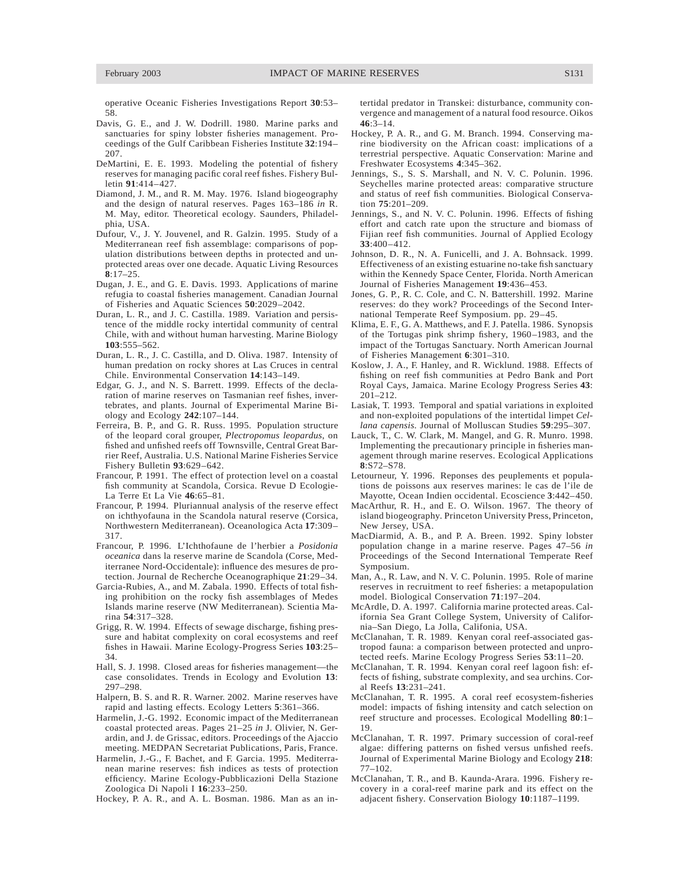operative Oceanic Fisheries Investigations Report **30**:53–58.

Davis, G. E., and J. W. Dodrill. 1980. Marine parks and sanctuaries for spiny lobster fisheries management. Proceedings of the Gulf Caribbean Fisheries Institute **32**:194–207.

DeMartini, E. E. 1993. Modeling the potential of fishery reserves for managing pacific coral reef fishes. Fishery Bulletin **91**:414–427.

Diamond, J. M., and R. M. May. 1976. Island biogeography and the design of natural reserves. Pages 163–186 *in* R. M. May, editor. Theoretical ecology. Saunders, Philadelphia, USA.

Dufour, V., J. Y. Jouvenel, and R. Galzin. 1995. Study of a Mediterranean reef fish assemblage: comparisons of population distributions between depths in protected and unprotected areas over one decade. Aquatic Living Resources **8**:17–25.

Dugan, J. E., and G. E. Davis. 1993. Applications of marine refugia to coastal fisheries management. Canadian Journal of Fisheries and Aquatic Sciences **50**:2029–2042.

Duran, L. R., and J. C. Castilla. 1989. Variation and persistence of the middle rocky intertidal community of central Chile, with and without human harvesting. Marine Biology **103**:555–562.

Duran, L. R., J. C. Castilla, and D. Oliva. 1987. Intensity of human predation on rocky shores at Las Cruces in central Chile. Environmental Conservation **14**:143–149.

Edgar, G. J., and N. S. Barrett. 1999. Effects of the declaration of marine reserves on Tasmanian reef fishes, invertebrates, and plants. Journal of Experimental Marine Biology and Ecology **242**:107–144.

Ferreira, B. P., and G. R. Russ. 1995. Population structure of the leopard coral grouper, *Plectropomus leopardus*, on fished and unfished reefs off Townsville, Central Great Barrier Reef, Australia. U.S. National Marine Fisheries Service Fishery Bulletin **93**:629–642.

Francour, P. 1991. The effect of protection level on a coastal fish community at Scandola, Corsica. Revue D Ecologie-La Terre Et La Vie **46**:65–81.

Francour, P. 1994. Pluriannual analysis of the reserve effect on ichthyofauna in the Scandola natural reserve (Corsica, Northwestern Mediterranean). Oceanologica Acta **17**:309–317.

Francour, P. 1996. L'Ichthofaune de l'herbier a *Posidonia oceanica* dans la reserve marine de Scandola (Corse, Mediterranee Nord-Occidentale): influence des mesures de protection. Journal de Recherche Oceanographique **21**:29–34.

Garcia-Rubies, A., and M. Zabala. 1990. Effects of total fishing prohibition on the rocky fish assemblages of Medes Islands marine reserve (NW Mediterranean). Scientia Marina **54**:317–328.

Grigg, R. W. 1994. Effects of sewage discharge, fishing pressure and habitat complexity on coral ecosystems and reef fishes in Hawaii. Marine Ecology-Progress Series **103**:25–34.

Hall, S. J. 1998. Closed areas for fisheries management—the case consolidates. Trends in Ecology and Evolution **13**: 297–298.

Halpern, B. S. and R. R. Warner. 2002. Marine reserves have rapid and lasting effects. Ecology Letters **5**:361–366.

Harmelin, J.-G. 1992. Economic impact of the Mediterranean coastal protected areas. Pages 21–25 *in* J. Olivier, N. Gerardin, and J. de Grissac, editors. Proceedings of the Ajaccio meeting. MEDPAN Secretariat Publications, Paris, France.

Harmelin, J.-G., F. Bachet, and F. Garcia. 1995. Mediterranean marine reserves: fish indices as tests of protection efficiency. Marine Ecology-Pubblicazioni Della Stazione Zoologica Di Napoli I **16**:233–250.

Hockey, P. A. R., and A. L. Bosman. 1986. Man as an intertidal predator in Transkei: disturbance, community convergence and management of a natural food resource. Oikos **46**:3–14.

Hockey, P. A. R., and G. M. Branch. 1994. Conserving marine biodiversity on the African coast: implications of a terrestrial perspective. Aquatic Conservation: Marine and Freshwater Ecosystems **4**:345–362.

Jennings, S., S. S. Marshall, and N. V. C. Polunin. 1996. Seychelles marine protected areas: comparative structure and status of reef fish communities. Biological Conservation **75**:201–209.

Jennings, S., and N. V. C. Polunin. 1996. Effects of fishing effort and catch rate upon the structure and biomass of Fijian reef fish communities. Journal of Applied Ecology **33**:400–412.

Johnson, D. R., N. A. Funicelli, and J. A. Bohnsack. 1999. Effectiveness of an existing estuarine no-take fish sanctuary within the Kennedy Space Center, Florida. North American Journal of Fisheries Management **19**:436–453.

Jones, G. P., R. C. Cole, and C. N. Battershill. 1992. Marine reserves: do they work? Proceedings of the Second International Temperate Reef Symposium. pp. 29–45.

Klima, E. F., G. A. Matthews, and F. J. Patella. 1986. Synopsis of the Tortugas pink shrimp fishery, 1960–1983, and the impact of the Tortugas Sanctuary. North American Journal of Fisheries Management **6**:301–310.

Koslow, J. A., F. Hanley, and R. Wicklund. 1988. Effects of fishing on reef fish communities at Pedro Bank and Port Royal Cays, Jamaica. Marine Ecology Progress Series **43**: 201–212.

Lasiak, T. 1993. Temporal and spatial variations in exploited and non-exploited populations of the intertidal limpet *Cellana capensis*. Journal of Molluscan Studies **59**:295–307.

Lauck, T., C. W. Clark, M. Mangel, and G. R. Munro. 1998. Implementing the precautionary principle in fisheries management through marine reserves. Ecological Applications **8**:S72–S78.

Letourneur, Y. 1996. Reponses des peuplements et populations de poissons aux reserves marines: le cas de l'ile de Mayotte, Ocean Indien occidental. Ecoscience **3**:442–450.

MacArthur, R. H., and E. O. Wilson. 1967. The theory of island biogeography. Princeton University Press, Princeton, New Jersey, USA.

MacDiarmid, A. B., and P. A. Breen. 1992. Spiny lobster population change in a marine reserve. Pages 47–56 *in* Proceedings of the Second International Temperate Reef Symposium.

Man, A., R. Law, and N. V. C. Polunin. 1995. Role of marine reserves in recruitment to reef fisheries: a metapopulation model. Biological Conservation **71**:197–204.

McArdle, D. A. 1997. California marine protected areas. California Sea Grant College System, University of California–San Diego, La Jolla, Califonia, USA.

McClanahan, T. R. 1989. Kenyan coral reef-associated gastropod fauna: a comparison between protected and unprotected reefs. Marine Ecology Progress Series **53**:11–20.

McClanahan, T. R. 1994. Kenyan coral reef lagoon fish: effects of fishing, substrate complexity, and sea urchins. Coral Reefs **13**:231–241.

McClanahan, T. R. 1995. A coral reef ecosystem-fisheries model: impacts of fishing intensity and catch selection on reef structure and processes. Ecological Modelling **80**:1–19.

McClanahan, T. R. 1997. Primary succession of coral-reef algae: differing patterns on fished versus unfished reefs. Journal of Experimental Marine Biology and Ecology **218**: 77–102.

McClanahan, T. R., and B. Kaunda-Arara. 1996. Fishery recovery in a coral-reef marine park and its effect on the adjacent fishery. Conservation Biology **10**:1187–1199.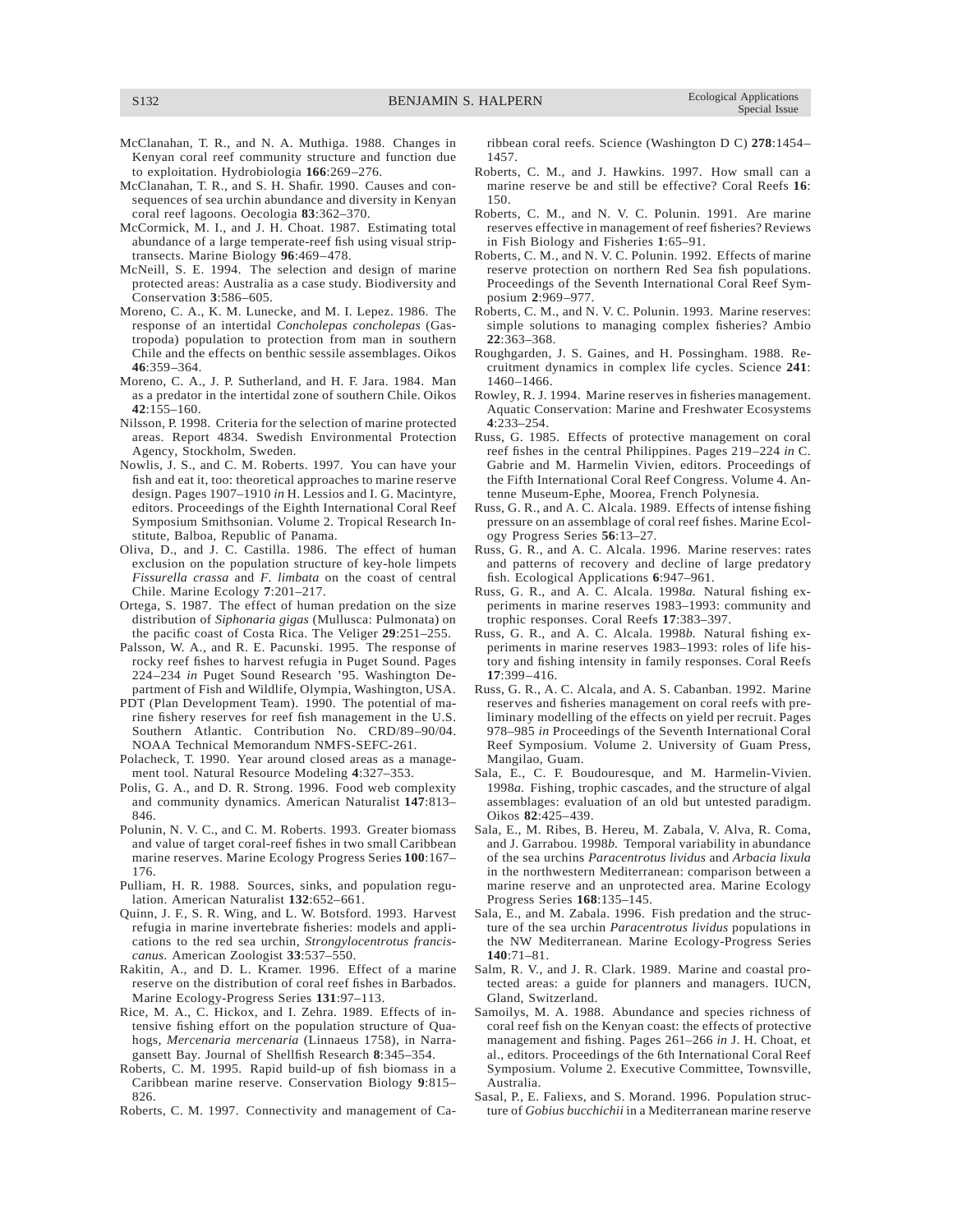McClanahan, T. R., and N. A. Muthiga. 1988. Changes in Kenyan coral reef community structure and function due to exploitation. Hydrobiologia **166**:269–276.

McClanahan, T. R., and S. H. Shafir. 1990. Causes and consequences of sea urchin abundance and diversity in Kenyan coral reef lagoons. Oecologia **83**:362–370.

McCormick, M. I., and J. H. Choat. 1987. Estimating total abundance of a large temperate-reef fish using visual strip-transects. Marine Biology **96**:469–478.

McNeill, S. E. 1994. The selection and design of marine protected areas: Australia as a case study. Biodiversity and Conservation **3**:586–605.

Moreno, C. A., K. M. Lunecke, and M. I. Lepez. 1986. The response of an intertidal *Concholepas concholepas* (Gastropoda) population to protection from man in southern Chile and the effects on benthic sessile assemblages. Oikos **46**:359–364.

Moreno, C. A., J. P. Sutherland, and H. F. Jara. 1984. Man as a predator in the intertidal zone of southern Chile. Oikos **42**:155–160.

Nilsson, P. 1998. Criteria for the selection of marine protected areas. Report 4834. Swedish Environmental Protection Agency, Stockholm, Sweden.

Nowlis, J. S., and C. M. Roberts. 1997. You can have your fish and eat it, too: theoretical approaches to marine reserve design. Pages 1907–1910 *in* H. Lessios and I. G. Macintyre, editors. Proceedings of the Eighth International Coral Reef Symposium Smithsonian. Volume 2. Tropical Research Institute, Balboa, Republic of Panama.

Oliva, D., and J. C. Castilla. 1986. The effect of human exclusion on the population structure of key-hole limpets *Fissurella crassa* and *F. limbata* on the coast of central Chile. Marine Ecology **7**:201–217.

Ortega, S. 1987. The effect of human predation on the size distribution of *Siphonaria gigas* (Mullusca: Pulmonata) on the pacific coast of Costa Rica. The Veliger **29**:251–255.

Palsson, W. A., and R. E. Pacunski. 1995. The response of rocky reef fishes to harvest refugia in Puget Sound. Pages 224–234 *in* Puget Sound Research '95. Washington Department of Fish and Wildlife, Olympia, Washington, USA.

PDT (Plan Development Team). 1990. The potential of marine fishery reserves for reef fish management in the U.S. Southern Atlantic. Contribution No. CRD/89–90/04. NOAA Technical Memorandum NMFS-SEFC-261.

Polacheck, T. 1990. Year around closed areas as a management tool. Natural Resource Modeling **4**:327–353.

Polis, G. A., and D. R. Strong. 1996. Food web complexity and community dynamics. American Naturalist **147**:813–846.

Polunin, N. V. C., and C. M. Roberts. 1993. Greater biomass and value of target coral-reef fishes in two small Caribbean marine reserves. Marine Ecology Progress Series **100**:167–176.

Pulliam, H. R. 1988. Sources, sinks, and population regulation. American Naturalist **132**:652–661.

Quinn, J. F., S. R. Wing, and L. W. Botsford. 1993. Harvest refugia in marine invertebrate fisheries: models and applications to the red sea urchin, *Strongylocentrotus franciscanus.* American Zoologist **33**:537–550.

Rakitin, A., and D. L. Kramer. 1996. Effect of a marine reserve on the distribution of coral reef fishes in Barbados. Marine Ecology-Progress Series **131**:97–113.

Rice, M. A., C. Hickox, and I. Zehra. 1989. Effects of intensive fishing effort on the population structure of Quahogs, *Mercenaria mercenaria* (Linnaeus 1758), in Narragansett Bay. Journal of Shellfish Research **8**:345–354.

Roberts, C. M. 1995. Rapid build-up of fish biomass in a Caribbean marine reserve. Conservation Biology **9**:815–826.

Roberts, C. M. 1997. Connectivity and management of Caribbean coral reefs. Science (Washington D C) **278**:1454–1457.

Roberts, C. M., and J. Hawkins. 1997. How small can a marine reserve be and still be effective? Coral Reefs **16**:150.

Roberts, C. M., and N. V. C. Polunin. 1991. Are marine reserves effective in management of reef fisheries? Reviews in Fish Biology and Fisheries **1**:65–91.

Roberts, C. M., and N. V. C. Polunin. 1992. Effects of marine reserve protection on northern Red Sea fish populations. Proceedings of the Seventh International Coral Reef Symposium **2**:969–977.

Roberts, C. M., and N. V. C. Polunin. 1993. Marine reserves: simple solutions to managing complex fisheries? Ambio **22**:363–368.

Roughgarden, J. S. Gaines, and H. Possingham. 1988. Recruitment dynamics in complex life cycles. Science **241**:1460–1466.

Rowley, R. J. 1994. Marine reserves in fisheries management. Aquatic Conservation: Marine and Freshwater Ecosystems **4**:233–254.

Russ, G. 1985. Effects of protective management on coral reef fishes in the central Philippines. Pages 219–224 *in* C. Gabrie and M. Harmelin Vivien, editors. Proceedings of the Fifth International Coral Reef Congress. Volume 4. Antenne Museum-Ephe, Moorea, French Polynesia.

Russ, G. R., and A. C. Alcala. 1989. Effects of intense fishing pressure on an assemblage of coral reef fishes. Marine Ecology Progress Series **56**:13–27.

Russ, G. R., and A. C. Alcala. 1996. Marine reserves: rates and patterns of recovery and decline of large predatory fish. Ecological Applications **6**:947–961.

Russ, G. R., and A. C. Alcala. 1998*a.* Natural fishing experiments in marine reserves 1983–1993: community and trophic responses. Coral Reefs **17**:383–397.

Russ, G. R., and A. C. Alcala. 1998*b.* Natural fishing experiments in marine reserves 1983–1993: roles of life history and fishing intensity in family responses. Coral Reefs **17**:399–416.

Russ, G. R., A. C. Alcala, and A. S. Cabanban. 1992. Marine reserves and fisheries management on coral reefs with preliminary modelling of the effects on yield per recruit. Pages 978–985 *in* Proceedings of the Seventh International Coral Reef Symposium. Volume 2. University of Guam Press, Mangilao, Guam.

Sala, E., C. F. Boudouresque, and M. Harmelin-Vivien. 1998*a.* Fishing, trophic cascades, and the structure of algal assemblages: evaluation of an old but untested paradigm. Oikos **82**:425–439.

Sala, E., M. Ribes, B. Hereu, M. Zabala, V. Alva, R. Coma, and J. Garrabou. 1998*b.* Temporal variability in abundance of the sea urchins *Paracentrotus lividus* and *Arbacia lixula* in the northwestern Mediterranean: comparison between a marine reserve and an unprotected area. Marine Ecology Progress Series **168**:135–145.

Sala, E., and M. Zabala. 1996. Fish predation and the structure of the sea urchin *Paracentrotus lividus* populations in the NW Mediterranean. Marine Ecology-Progress Series **140**:71–81.

Salm, R. V., and J. R. Clark. 1989. Marine and coastal protected areas: a guide for planners and managers. IUCN, Gland, Switzerland.

Samoilys, M. A. 1988. Abundance and species richness of coral reef fish on the Kenyan coast: the effects of protective management and fishing. Pages 261–266 *in* J. H. Choat, et al., editors. Proceedings of the 6th International Coral Reef Symposium. Volume 2. Executive Committee, Townsville, Australia.

Sasal, P., E. Faliexs, and S. Morand. 1996. Population structure of *Gobius bucchichii* in a Mediterranean marine reserve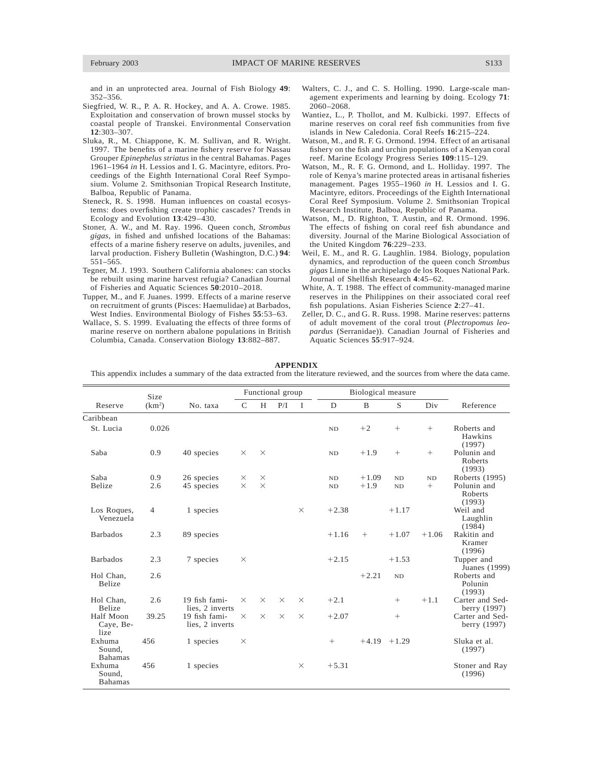and in an unprotected area. Journal of Fish Biology **49**: 352–356.

Siegfried, W. R., P. A. R. Hockey, and A. A. Crowe. 1985. Exploitation and conservation of brown mussel stocks by coastal people of Transkei. Environmental Conservation **12**:303–307.

Sluka, R., M. Chiappone, K. M. Sullivan, and R. Wright. 1997. The benefits of a marine fishery reserve for Nassau Grouper *Epinephelus striatus* in the central Bahamas. Pages 1961–1964 *in* H. Lessios and I. G. Macintyre, editors. Proceedings of the Eighth International Coral Reef Symposium. Volume 2. Smithsonian Tropical Research Institute, Balboa, Republic of Panama.

Steneck, R. S. 1998. Human influences on coastal ecosystems: does overfishing create trophic cascades? Trends in Ecology and Evolution **13**:429–430.

Stoner, A. W., and M. Ray. 1996. Queen conch, *Strombus gigas*, in fished and unfished locations of the Bahamas: effects of a marine fishery reserve on adults, juveniles, and larval production. Fishery Bulletin (Washington, D.C.) **94**: 551–565.

Tegner, M. J. 1993. Southern California abalones: can stocks be rebuilt using marine harvest refugia? Canadian Journal of Fisheries and Aquatic Sciences **50**:2010–2018.

Tupper, M., and F. Juanes. 1999. Effects of a marine reserve on recruitment of grunts (Pisces: Haemulidae) at Barbados, West Indies. Environmental Biology of Fishes **55**:53–63.

Wallace, S. S. 1999. Evaluating the effects of three forms of marine reserve on northern abalone populations in British Columbia, Canada. Conservation Biology **13**:882–887.

Walters, C. J., and C. S. Holling. 1990. Large-scale management experiments and learning by doing. Ecology **71**: 2060–2068.

Wantiez, L., P. Thollot, and M. Kulbicki. 1997. Effects of marine reserves on coral reef fish communities from five islands in New Caledonia. Coral Reefs **16**:215–224.

Watson, M., and R. F. G. Ormond. 1994. Effect of an artisanal fishery on the fish and urchin populations of a Kenyan coral reef. Marine Ecology Progress Series **109**:115–129.

Watson, M., R. F. G. Ormond, and L. Holliday. 1997. The role of Kenya's marine protected areas in artisanal fisheries management. Pages 1955–1960 *in* H. Lessios and I. G. Macintyre, editors. Proceedings of the Eighth International Coral Reef Symposium. Volume 2. Smithsonian Tropical Research Institute, Balboa, Republic of Panama.

Watson, M., D. Righton, T. Austin, and R. Ormond. 1996. The effects of fishing on coral reef fish abundance and diversity. Journal of the Marine Biological Association of the United Kingdom **76**:229–233.

Weil, E. M., and R. G. Laughlin. 1984. Biology, population dynamics, and reproduction of the queen conch *Strombus gigas* Linne in the archipelago de los Roques National Park. Journal of Shellfish Research **4**:45–62.

White, A. T. 1988. The effect of community-managed marine reserves in the Philippines on their associated coral reef fish populations. Asian Fisheries Science **2**:27–41.

Zeller, D. C., and G. R. Russ. 1998. Marine reserves: patterns of adult movement of the coral trout (*Plectropomus leopardus* (Serranidae)). Canadian Journal of Fisheries and Aquatic Sciences **55**:917–924.

## APPENDIX

This appendix includes a summary of the data extracted from the literature reviewed, and the sources from where the data came.

| Reserve | Size ($km^2$) | No. taxa | Functional group | | | | Biological measure | | | | Reference |
|---|---|---|---|---|---|---|---|---|---|---|---|
| | | | C | H | P/I | I | D | B | S | Div | |
| Caribbean | | | | | | | | | | | |
| St. Lucia | 0.026 | | | | | | ND | +2 | + | + | Roberts and Hawkins (1997) |
| Saba | 0.9 | 40 species | × | × | | | ND | +1.9 | + | + | Polunin and Roberts (1993) |
| Saba | 0.9 | 26 species | × | × | | | ND | +1.09 | ND | ND | Roberts (1995) |
| Belize | 2.6 | 45 species | × | × | | | ND | +1.9 | ND | + | Polunin and Roberts (1993) |
| Los Roques, Venezuela | 4 | 1 species | | | | × | +2.38 | | +1.17 | | Weil and Laughlin (1984) |
| Barbados | 2.3 | 89 species | | | | | +1.16 | + | +1.07 | +1.06 | Rakitin and Kramer (1996) |
| Barbados | 2.3 | 7 species | × | | | | +2.15 | | +1.53 | | Tupper and Juanes (1999) |
| Hol Chan, Belize | 2.6 | | | | | | | +2.21 | ND | | Roberts and Polunin (1993) |
| Hol Chan, Belize | 2.6 | 19 fish families, 2 inverts | × | × | × | × | +2.1 | | + | +1.1 | Carter and Sedberry (1997) |
| Half Moon Caye, Belize | 39.25 | 19 fish families, 2 inverts | × | × | × | × | +2.07 | | + | | Carter and Sedberry (1997) |
| Exhuma Sound, Bahamas | 456 | 1 species | × | | | | + | +4.19 | +1.29 | | Sluka et al. (1997) |
| Exhuma Sound, Bahamas | 456 | 1 species | | | | × | +5.31 | | | | Stoner and Ray (1996) |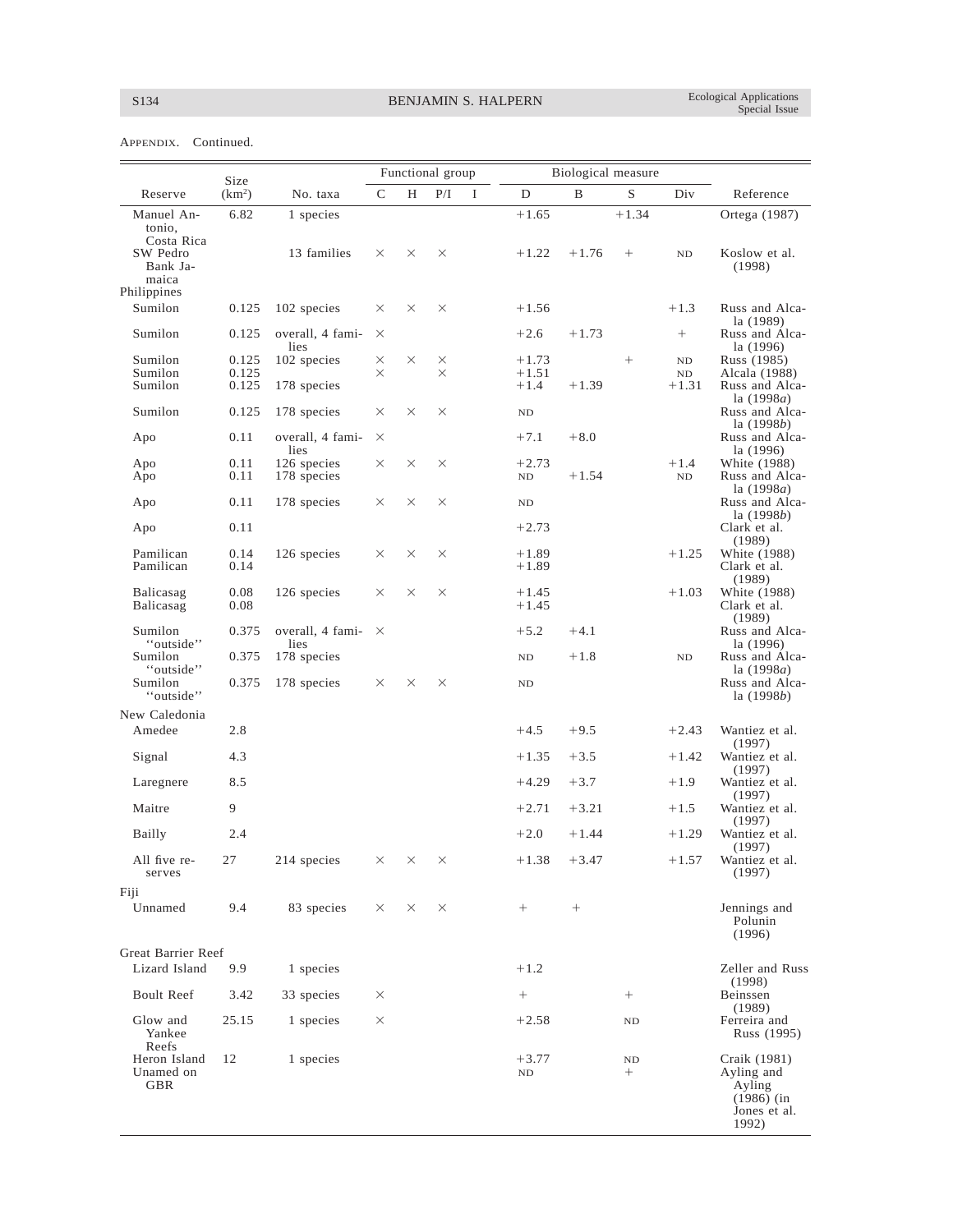APPENDIX. Continued.

| Reserve | Size (km$^2$) | No. taxa | Functional group | | | | Biological measure | | | | Reference |
|---|---|---|---|---|---|---|---|---|---|---|---|
| | | | C | H | P/I | I | D | B | S | Div | |
| Manuel Antonio, Costa Rica | 6.82 | 1 species | | | | | +1.65 | | +1.34 | | Ortega (1987) |
| SW Pedro Bank Jamaica | | 13 families | × | × | × | | +1.22 | +1.76 | + | ND | Koslow et al. (1998) |
| **Philippines** | | | | | | | | | | | |
| Sumilon | 0.125 | 102 species | × | × | × | | +1.56 | | | +1.3 | Russ and Alcala (1989) |
| Sumilon | 0.125 | overall, 4 families | × | | | | +2.6 | +1.73 | | + | Russ and Alcala (1996) |
| Sumilon | 0.125 | 102 species | × | × | × | | +1.73 | | + | ND | Russ (1985) |
| Sumilon | 0.125 | | × | | × | | +1.51 | | | ND | Alcala (1988) |
| Sumilon | 0.125 | 178 species | | | | | +1.4 | +1.39 | | +1.31 | Russ and Alcala (1998*a*) |
| Sumilon | 0.125 | 178 species | × | × | × | | ND | | | | Russ and Alcala (1998*b*) |
| Apo | 0.11 | overall, 4 families | × | | | | +7.1 | +8.0 | | | Russ and Alcala (1996) |
| Apo | 0.11 | 126 species | × | × | × | | +2.73 | | | +1.4 | White (1988) |
| Apo | 0.11 | 178 species | | | | | ND | +1.54 | | ND | Russ and Alcala (1998*a*) |
| Apo | 0.11 | 178 species | × | × | × | | ND | | | | Russ and Alcala (1998*b*) |
| Apo | 0.11 | | | | | | +2.73 | | | | Clark et al. (1989) |
| Pamilican | 0.14 | 126 species | × | × | × | | +1.89 | | | +1.25 | White (1988) |
| Pamilican | 0.14 | | | | | | +1.89 | | | | Clark et al. (1989) |
| Balicasag | 0.08 | 126 species | × | × | × | | +1.45 | | | +1.03 | White (1988) |
| Balicasag | 0.08 | | | | | | +1.45 | | | | Clark et al. (1989) |
| Sumilon "outside" | 0.375 | overall, 4 families | × | | | | +5.2 | +4.1 | | | Russ and Alcala (1996) |
| Sumilon "outside" | 0.375 | 178 species | | | | | ND | +1.8 | | ND | Russ and Alcala (1998*a*) |
| Sumilon "outside" | 0.375 | 178 species | × | × | × | | ND | | | | Russ and Alcala (1998*b*) |
| **New Caledonia** | | | | | | | | | | | |
| Amedee | 2.8 | | | | | | +4.5 | +9.5 | | +2.43 | Wantiez et al. (1997) |
| Signal | 4.3 | | | | | | +1.35 | +3.5 | | +1.42 | Wantiez et al. (1997) |
| Laregnere | 8.5 | | | | | | +4.29 | +3.7 | | +1.9 | Wantiez et al. (1997) |
| Maitre | 9 | | | | | | +2.71 | +3.21 | | +1.5 | Wantiez et al. (1997) |
| Bailly | 2.4 | | | | | | +2.0 | +1.44 | | +1.29 | Wantiez et al. (1997) |
| All five reserves | 27 | 214 species | × | × | × | | +1.38 | +3.47 | | +1.57 | Wantiez et al. (1997) |
| **Fiji** | | | | | | | | | | | |
| Unnamed | 9.4 | 83 species | × | × | × | | + | + | | | Jennings and Polunin (1996) |
| **Great Barrier Reef** | | | | | | | | | | | |
| Lizard Island | 9.9 | 1 species | | | | | +1.2 | | | | Zeller and Russ (1998) |
| Boult Reef | 3.42 | 33 species | × | | | | + | | + | | Beinssen (1989) |
| Glow and Yankee Reefs | 25.15 | 1 species | × | | | | +2.58 | | ND | | Ferreira and Russ (1995) |
| Heron Island | 12 | 1 species | | | | | +3.77 | | ND | | Craik (1981) |
| Unamed on GBR | | | | | | | ND | | + | | Ayling and Ayling (1986) (in Jones et al. 1992) |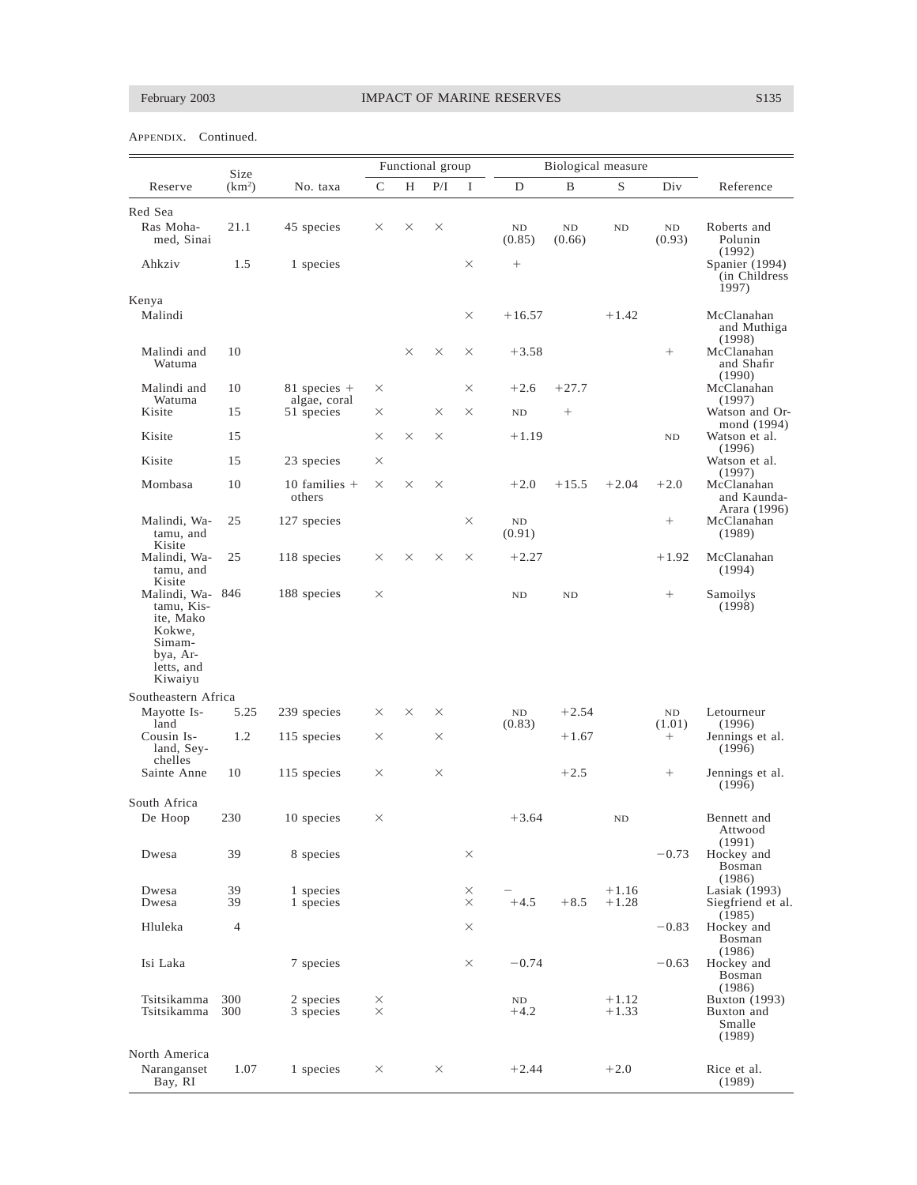APPENDIX. Continued.

| Reserve | Size (km²) | No. taxa | Functional group | | | | Biological measure | | | | Reference |
|---|---|---|---|---|---|---|---|---|---|---|---|
| | | | C | H | P/I | I | D | B | S | Div | |
| **Red Sea** | | | | | | | | | | | |
| Ras Mohamed, Sinai | 21.1 | 45 species | × | × | × | | ND (0.85) | ND (0.66) | ND | ND (0.93) | Roberts and Polunin (1992) |
| Ahkziv | 1.5 | 1 species | | | | × | + | | | | Spanier (1994) (in Childress 1997) |
| **Kenya** | | | | | | | | | | | |
| Malindi | | | | | | × | +16.57 | | +1.42 | | McClanahan and Muthiga (1998) |
| Malindi and Watuma | 10 | | | × | × | × | +3.58 | | | + | McClanahan and Shafir (1990) |
| Malindi and Watuma | 10 | 81 species + algae, coral | × | | | × | +2.6 | +27.7 | | | McClanahan (1997) |
| Kisite | 15 | 51 species | × | | × | × | ND | + | | | Watson and Ormond (1994) |
| Kisite | 15 | | × | × | × | | +1.19 | | | ND | Watson et al. (1996) |
| Kisite | 15 | 23 species | × | | | | | | | | Watson et al. (1997) |
| Mombasa | 10 | 10 families + others | × | × | × | | +2.0 | +15.5 | +2.04 | +2.0 | McClanahan and Kaunda-Arara (1996) |
| Malindi, Watamu, and Kisite | 25 | 127 species | | | | × | ND (0.91) | | | + | McClanahan (1989) |
| Malindi, Watamu, and Kisite | 25 | 118 species | × | × | × | × | +2.27 | | | +1.92 | McClanahan (1994) |
| Malindi, Watamu, Kisite, Mako Kokwe, Simambya, Arletts, and Kiwaiyu | 846 | 188 species | × | | | | ND | ND | | + | Samoilys (1998) |
| **Southeastern Africa** | | | | | | | | | | | |
| Mayotte Island | 5.25 | 239 species | × | × | × | | ND (0.83) | +2.54 | | ND (1.01) | Letourneur (1996) |
| Cousin Island, Seychelles | 1.2 | 115 species | × | | × | | | +1.67 | | + | Jennings et al. (1996) |
| Sainte Anne | 10 | 115 species | × | | × | | | +2.5 | | + | Jennings et al. (1996) |
| **South Africa** | | | | | | | | | | | |
| De Hoop | 230 | 10 species | × | | | | +3.64 | | ND | | Bennett and Attwood (1991) |
| Dwesa | 39 | 8 species | | | | × | | | | −0.73 | Hockey and Bosman (1986) |
| Dwesa | 39 | 1 species | | | | × | − | | +1.16 | | Lasiak (1993) |
| Dwesa | 39 | 1 species | | | | × | +4.5 | +8.5 | +1.28 | | Siegfriend et al. (1985) |
| Hluleka | 4 | | | | | × | | | | −0.83 | Hockey and Bosman (1986) |
| Isi Laka | | 7 species | | | | × | −0.74 | | | −0.63 | Hockey and Bosman (1986) |
| Tsitsikamma | 300 | 2 species | × | | | | ND | | +1.12 | | Buxton (1993) |
| Tsitsikamma | 300 | 3 species | × | | | | +4.2 | | +1.33 | | Buxton and Smalle (1989) |
| **North America** | | | | | | | | | | | |
| Naranganset Bay, RI | 1.07 | 1 species | × | | × | | +2.44 | | +2.0 | | Rice et al. (1989) |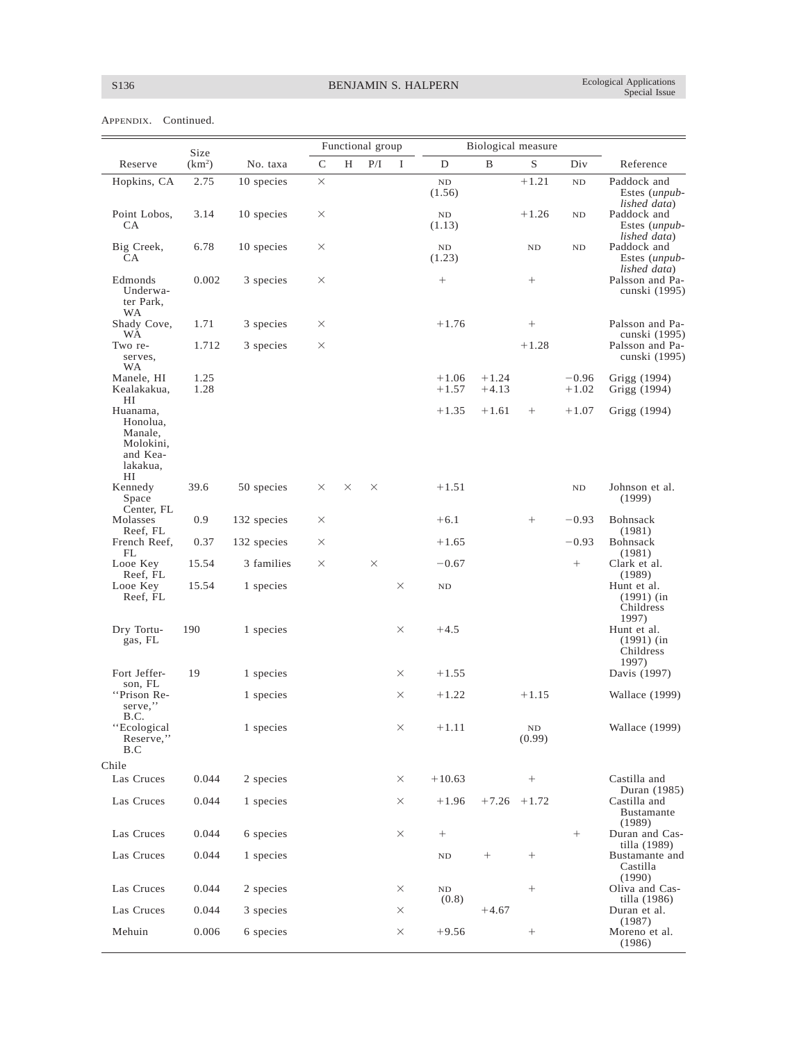APPENDIX. Continued.

| Reserve | Size (km²) | No. taxa | Functional group | | | | Biological measure | | | | Reference |
|---|---|---|---|---|---|---|---|---|---|---|---|
| | | | C | H | P/I | I | D | B | S | Div | |
| Hopkins, CA | 2.75 | 10 species | × | | | | ND (1.56) | | +1.21 | ND | Paddock and Estes (*unpublished data*) |
| Point Lobos, CA | 3.14 | 10 species | × | | | | ND (1.13) | | +1.26 | ND | Paddock and Estes (*unpublished data*) |
| Big Creek, CA | 6.78 | 10 species | × | | | | ND (1.23) | | ND | ND | Paddock and Estes (*unpublished data*) |
| Edmonds Underwater Park, WA | 0.002 | 3 species | × | | | | + | | + | | Palsson and Pacunski (1995) |
| Shady Cove, WA | 1.71 | 3 species | × | | | | +1.76 | | + | | Palsson and Pacunski (1995) |
| Two reserves, WA | 1.712 | 3 species | × | | | | | | +1.28 | | Palsson and Pacunski (1995) |
| Manele, HI | 1.25 | | | | | | +1.06 | +1.24 | | −0.96 | Grigg (1994) |
| Kealakakua, HI | 1.28 | | | | | | +1.57 | +4.13 | | +1.02 | Grigg (1994) |
| Huanama, Honolua, Manale, Molokini, and Kealakakua, HI | | | | | | | +1.35 | +1.61 | + | +1.07 | Grigg (1994) |
| Kennedy Space Center, FL | 39.6 | 50 species | × | × | × | | +1.51 | | | ND | Johnson et al. (1999) |
| Molasses Reef, FL | 0.9 | 132 species | × | | | | +6.1 | | + | −0.93 | Bohnsack (1981) |
| French Reef, FL | 0.37 | 132 species | × | | | | +1.65 | | | −0.93 | Bohnsack (1981) |
| Looe Key Reef, FL | 15.54 | 3 families | × | | × | | −0.67 | | | + | Clark et al. (1989) |
| Looe Key Reef, FL | 15.54 | 1 species | | | | × | ND | | | | Hunt et al. (1991) (in Childress 1997) |
| Dry Tortugas, FL | 190 | 1 species | | | | × | +4.5 | | | | Hunt et al. (1991) (in Childress 1997) |
| Fort Jefferson, FL | 19 | 1 species | | | | × | +1.55 | | | | Davis (1997) |
| "Prison Reserve," B.C. | | 1 species | | | | × | +1.22 | | +1.15 | | Wallace (1999) |
| "Ecological Reserve," B.C | | 1 species | | | | × | +1.11 | | ND (0.99) | | Wallace (1999) |
| Chile | | | | | | | | | | | |
| Las Cruces | 0.044 | 2 species | | | | × | +10.63 | | + | | Castilla and Duran (1985) |
| Las Cruces | 0.044 | 1 species | | | | × | +1.96 | +7.26 | +1.72 | | Castilla and Bustamante (1989) |
| Las Cruces | 0.044 | 6 species | | | | × | + | | | + | Duran and Castilla (1989) |
| Las Cruces | 0.044 | 1 species | | | | | ND | + | + | | Bustamante and Castilla (1990) |
| Las Cruces | 0.044 | 2 species | | | | × | ND (0.8) | | + | | Oliva and Castilla (1986) |
| Las Cruces | 0.044 | 3 species | | | | × | | +4.67 | | | Duran et al. (1987) |
| Mehuin | 0.006 | 6 species | | | | × | +9.56 | | + | | Moreno et al. (1986) |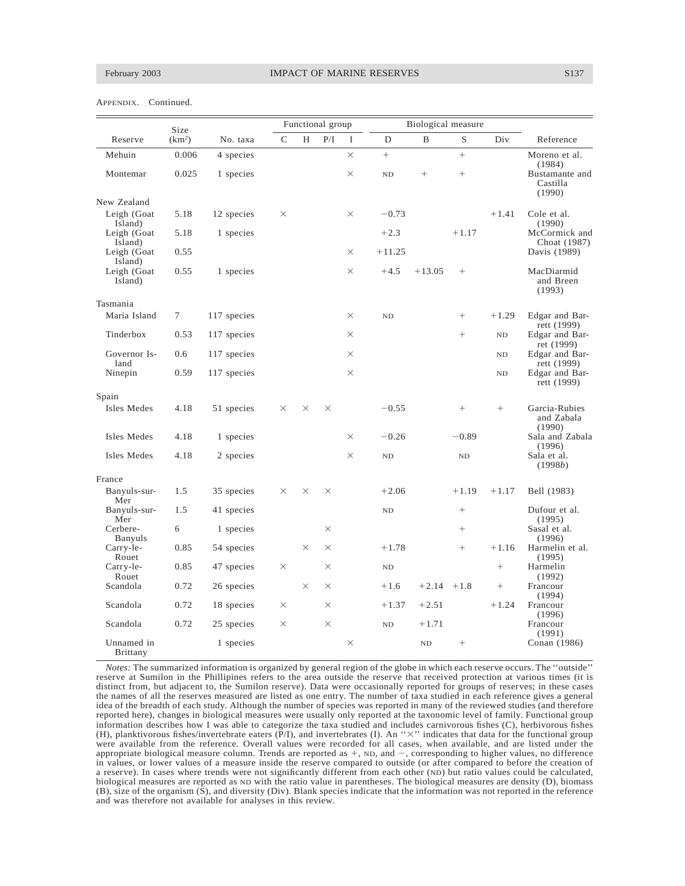APPENDIX. Continued.

| Reserve | Size (km$^2$) | No. taxa | Functional group | | | | Biological measure | | | | Reference |
|---|---|---|---|---|---|---|---|---|---|---|---|
| | | | C | H | P/I | I | D | B | S | Div | |
| Mehuin | 0.006 | 4 species | | | | × | + | | + | | Moreno et al. (1984) |
| Montemar | 0.025 | 1 species | | | | × | ND | + | + | | Bustamante and Castilla (1990) |
| New Zealand | | | | | | | | | | | |
| Leigh (Goat Island) | 5.18 | 12 species | × | | | × | −0.73 | | | +1.41 | Cole et al. (1990) |
| Leigh (Goat Island) | 5.18 | 1 species | | | | | +2.3 | | +1.17 | | McCormick and Choat (1987) |
| Leigh (Goat Island) | 0.55 | | | | | × | +11.25 | | | | Davis (1989) |
| Leigh (Goat Island) | 0.55 | 1 species | | | | × | +4.5 | +13.05 | + | | MacDiarmid and Breen (1993) |
| Tasmania | | | | | | | | | | | |
| Maria Island | 7 | 117 species | | | | × | ND | | + | +1.29 | Edgar and Barrett (1999) |
| Tinderbox | 0.53 | 117 species | | | | × | | | + | ND | Edgar and Barret (1999) |
| Governor Island | 0.6 | 117 species | | | | × | | | | ND | Edgar and Barrett (1999) |
| Ninepin | 0.59 | 117 species | | | | × | | | | ND | Edgar and Barrett (1999) |
| Spain | | | | | | | | | | | |
| Isles Medes | 4.18 | 51 species | × | × | × | | −0.55 | | + | + | Garcia-Rubies and Zabala (1990) |
| Isles Medes | 4.18 | 1 species | | | | × | −0.26 | | −0.89 | | Sala and Zabala (1996) |
| Isles Medes | 4.18 | 2 species | | | | × | ND | | ND | | Sala et al. (1998*b*) |
| France | | | | | | | | | | | |
| Banyuls-sur-Mer | 1.5 | 35 species | × | × | × | | +2.06 | | +1.19 | +1.17 | Bell (1983) |
| Banyuls-sur-Mer | 1.5 | 41 species | | | | | ND | | + | | Dufour et al. (1995) |
| Cerbere-Banyuls | 6 | 1 species | | | × | | | | + | | Sasal et al. (1996) |
| Carry-le-Rouet | 0.85 | 54 species | | × | × | | +1.78 | | + | +1.16 | Harmelin et al. (1995) |
| Carry-le-Rouet | 0.85 | 47 species | × | | × | | ND | | | + | Harmelin (1992) |
| Scandola | 0.72 | 26 species | | × | × | | +1.6 | +2.14 | +1.8 | + | Francour (1994) |
| Scandola | 0.72 | 18 species | × | | × | | +1.37 | +2.51 | | +1.24 | Francour (1996) |
| Scandola | 0.72 | 25 species | × | | × | | ND | +1.71 | | | Francour (1991) |
| Unnamed in Brittany | | 1 species | | | | × | | ND | + | | Conan (1986) |

*Notes:* The summarized information is organized by general region of the globe in which each reserve occurs. The ''outside'' reserve at Sumilon in the Phillipines refers to the area outside the reserve that received protection at various times (it is distinct from, but adjacent to, the Sumilon reserve). Data were occasionally reported for groups of reserves; in these cases the names of all the reserves measured are listed as one entry. The number of taxa studied in each reference gives a general idea of the breadth of each study. Although the number of species was reported in many of the reviewed studies (and therefore reported here), changes in biological measures were usually only reported at the taxonomic level of family. Functional group information describes how I was able to categorize the taxa studied and includes carnivorous fishes (C), herbivorous fishes (H), planktivorous fishes/invertebrate eaters (P/I), and invertebrates (I). An ''×'' indicates that data for the functional group were available from the reference. Overall values were recorded for all cases, when available, and are listed under the appropriate biological measure column. Trends are reported as +, ND, and −, corresponding to higher values, no difference in values, or lower values of a measure inside the reserve compared to outside (or after compared to before the creation of a reserve). In cases where trends were not significantly different from each other (ND) but ratio values could be calculated, biological measures are reported as ND with the ratio value in parentheses. The biological measures are density (D), biomass (B), size of the organism (S), and diversity (Div). Blank species indicate that the information was not reported in the reference and was therefore not available for analyses in this review.